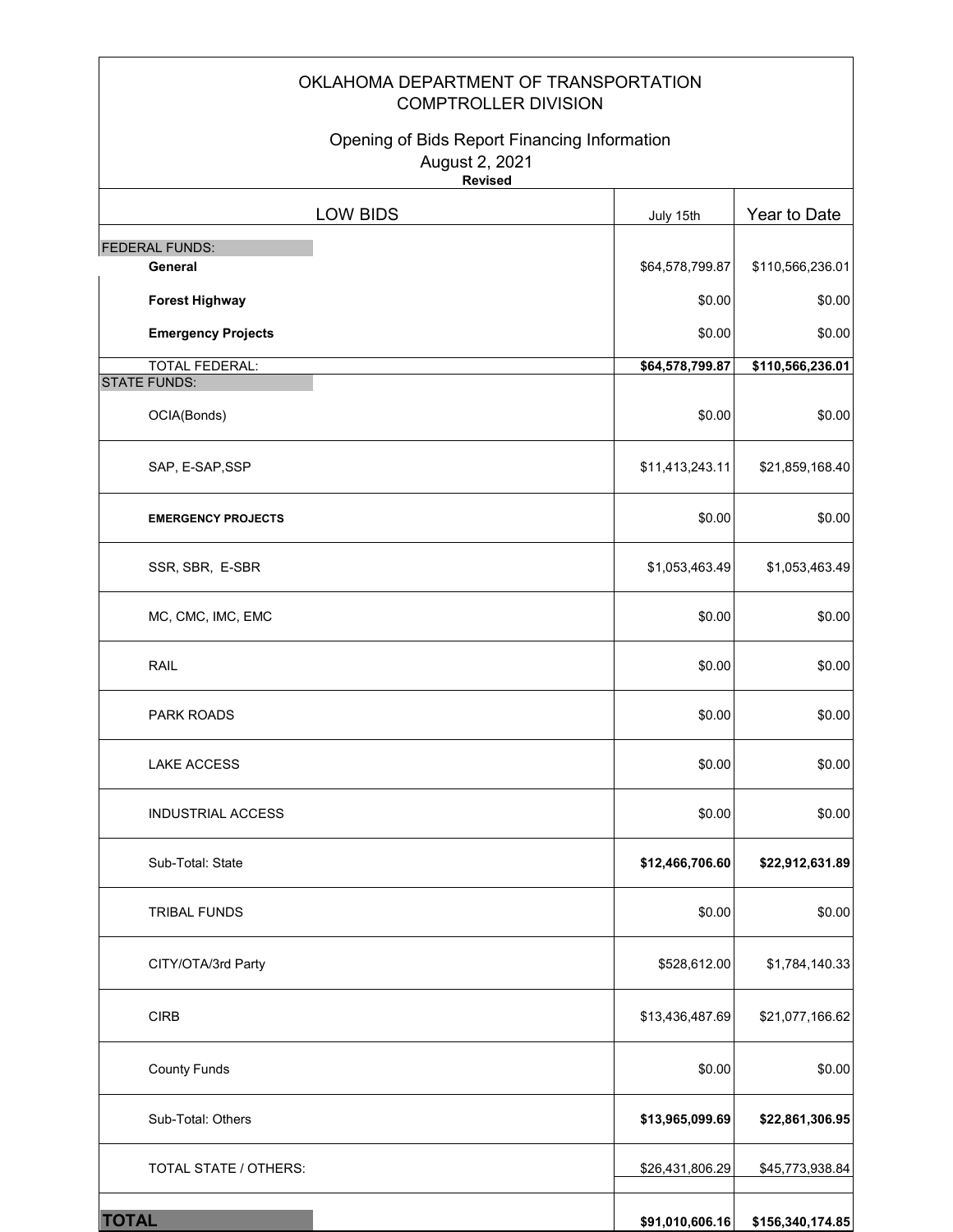# OKLAHOMA DEPARTMENT OF TRANSPORTATION
## COMPTROLLER DIVISION

Opening of Bids Report Financing Information
August 2, 2021
**Revised**

| LOW BIDS | July 15th | Year to Date |
|---|---|---|
| FEDERAL FUNDS: | | |
| **General** | $64,578,799.87 | $110,566,236.01 |
| **Forest Highway** | $0.00 | $0.00 |
| **Emergency Projects** | $0.00 | $0.00 |
| TOTAL FEDERAL: | **$64,578,799.87** | **$110,566,236.01** |
| STATE FUNDS: | | |
| OCIA(Bonds) | $0.00 | $0.00 |
| SAP, E-SAP,SSP | $11,413,243.11 | $21,859,168.40 |
| **EMERGENCY PROJECTS** | $0.00 | $0.00 |
| SSR, SBR, E-SBR | $1,053,463.49 | $1,053,463.49 |
| MC, CMC, IMC, EMC | $0.00 | $0.00 |
| RAIL | $0.00 | $0.00 |
| PARK ROADS | $0.00 | $0.00 |
| LAKE ACCESS | $0.00 | $0.00 |
| INDUSTRIAL ACCESS | $0.00 | $0.00 |
| Sub-Total: State | **$12,466,706.60** | **$22,912,631.89** |
| TRIBAL FUNDS | $0.00 | $0.00 |
| CITY/OTA/3rd Party | $528,612.00 | $1,784,140.33 |
| CIRB | $13,436,487.69 | $21,077,166.62 |
| County Funds | $0.00 | $0.00 |
| Sub-Total: Others | **$13,965,099.69** | **$22,861,306.95** |
| TOTAL STATE / OTHERS: | $26,431,806.29 | $45,773,938.84 |
| **TOTAL** | **$91,010,606.16** | **$156,340,174.85** |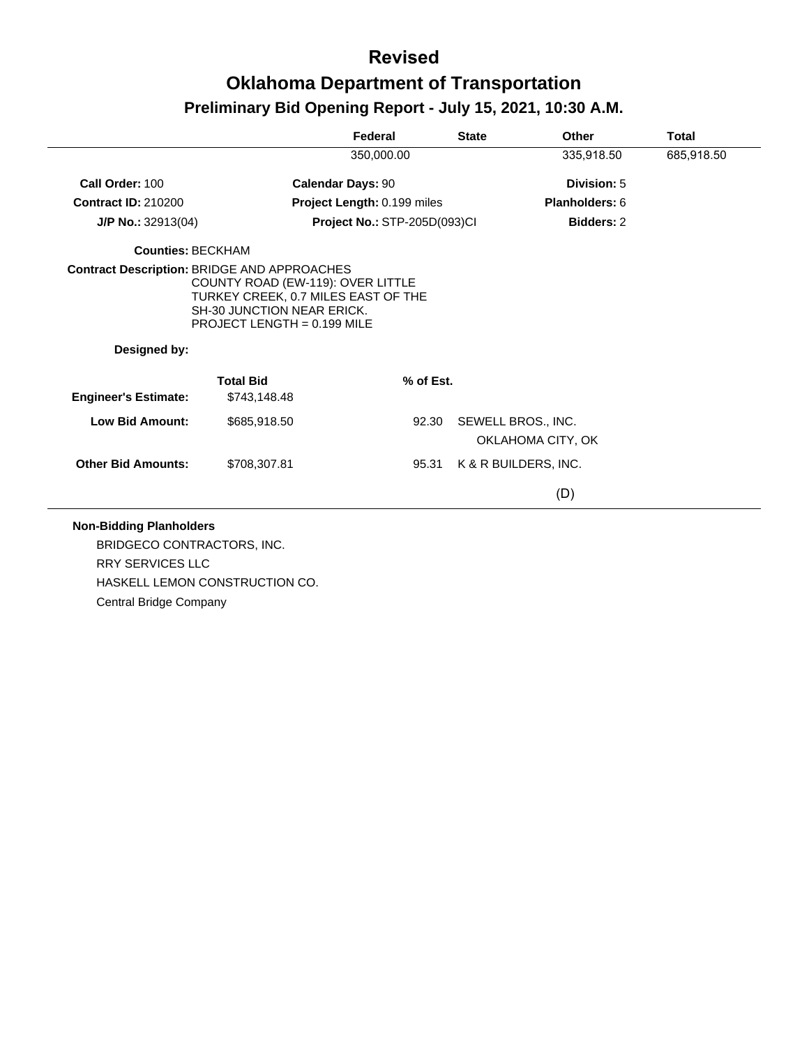# Revised

# Oklahoma Department of Transportation

## Preliminary Bid Opening Report - July 15, 2021, 10:30 A.M.

| | Federal | State | Other | Total |
|---|---|---|---|---|
| | 350,000.00 | | 335,918.50 | 685,918.50 |

**Call Order:** 100 **Calendar Days:** 90 **Division:** 5

**Contract ID:** 210200 **Project Length:** 0.199 miles **Planholders:** 6

**J/P No.:** 32913(04) **Project No.:** STP-205D(093)CI **Bidders:** 2

**Counties:** BECKHAM

**Contract Description:** BRIDGE AND APPROACHES
COUNTY ROAD (EW-119): OVER LITTLE TURKEY CREEK, 0.7 MILES EAST OF THE SH-30 JUNCTION NEAR ERICK.
PROJECT LENGTH = 0.199 MILE

**Designed by:**

| | Total Bid | % of Est. | |
|---|---|---|---|
| **Engineer's Estimate:** | $743,148.48 | | |
| **Low Bid Amount:** | $685,918.50 | 92.30 | SEWELL BROS., INC. OKLAHOMA CITY, OK |
| **Other Bid Amounts:** | $708,307.81 | 95.31 | K & R BUILDERS, INC. (D) |

**Non-Bidding Planholders**

BRIDGECO CONTRACTORS, INC.
RRY SERVICES LLC
HASKELL LEMON CONSTRUCTION CO.
Central Bridge Company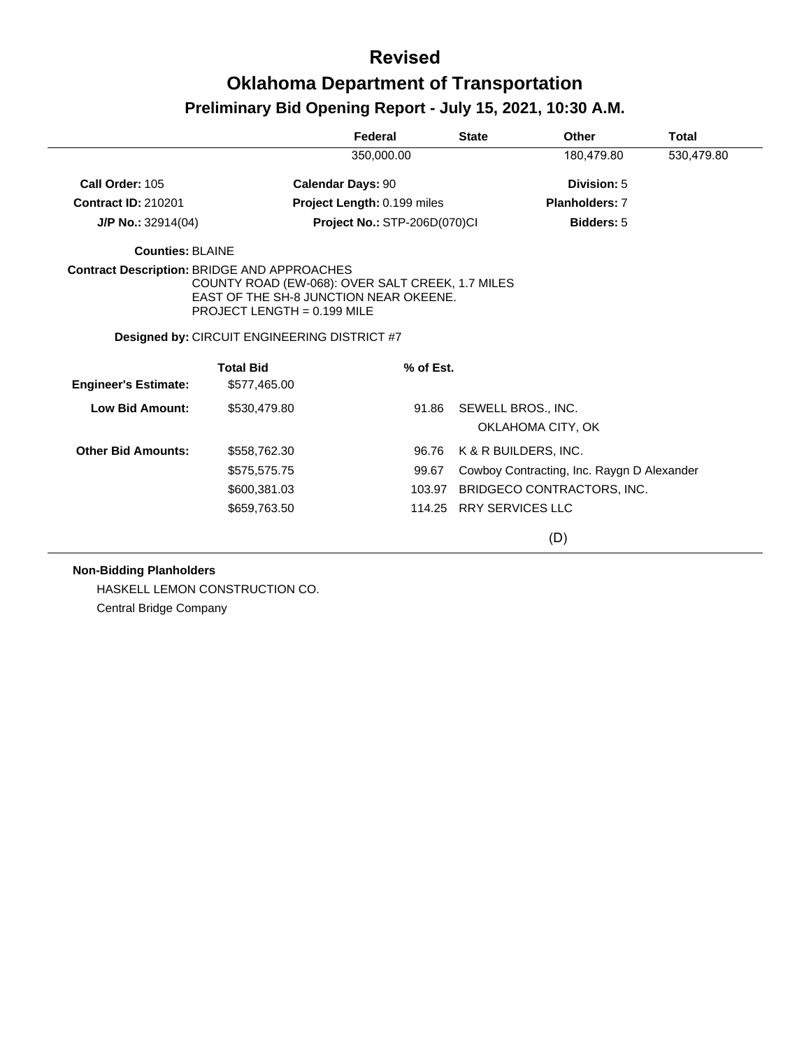# Revised

# Oklahoma Department of Transportation

## Preliminary Bid Opening Report - July 15, 2021, 10:30 A.M.

| Federal | State | Other | Total |
|---|---|---|---|
| 350,000.00 | | 180,479.80 | 530,479.80 |

**Call Order:** 105 **Calendar Days:** 90 **Division:** 5

**Contract ID:** 210201 **Project Length:** 0.199 miles **Planholders:** 7

**J/P No.:** 32914(04) **Project No.:** STP-206D(070)CI **Bidders:** 5

**Counties:** BLAINE

**Contract Description:** BRIDGE AND APPROACHES
COUNTY ROAD (EW-068): OVER SALT CREEK, 1.7 MILES
EAST OF THE SH-8 JUNCTION NEAR OKEENE.
PROJECT LENGTH = 0.199 MILE

**Designed by:** CIRCUIT ENGINEERING DISTRICT #7

| | Total Bid | % of Est. | |
|---|---|---|---|
| **Engineer's Estimate:** | $577,465.00 | | |
| **Low Bid Amount:** | $530,479.80 | 91.86 | SEWELL BROS., INC.<br>OKLAHOMA CITY, OK |
| **Other Bid Amounts:** | $558,762.30 | 96.76 | K & R BUILDERS, INC. |
| | $575,575.75 | 99.67 | Cowboy Contracting, Inc. Raygn D Alexander |
| | $600,381.03 | 103.97 | BRIDGECO CONTRACTORS, INC. |
| | $659,763.50 | 114.25 | RRY SERVICES LLC |

(D)

**Non-Bidding Planholders**

HASKELL LEMON CONSTRUCTION CO.

Central Bridge Company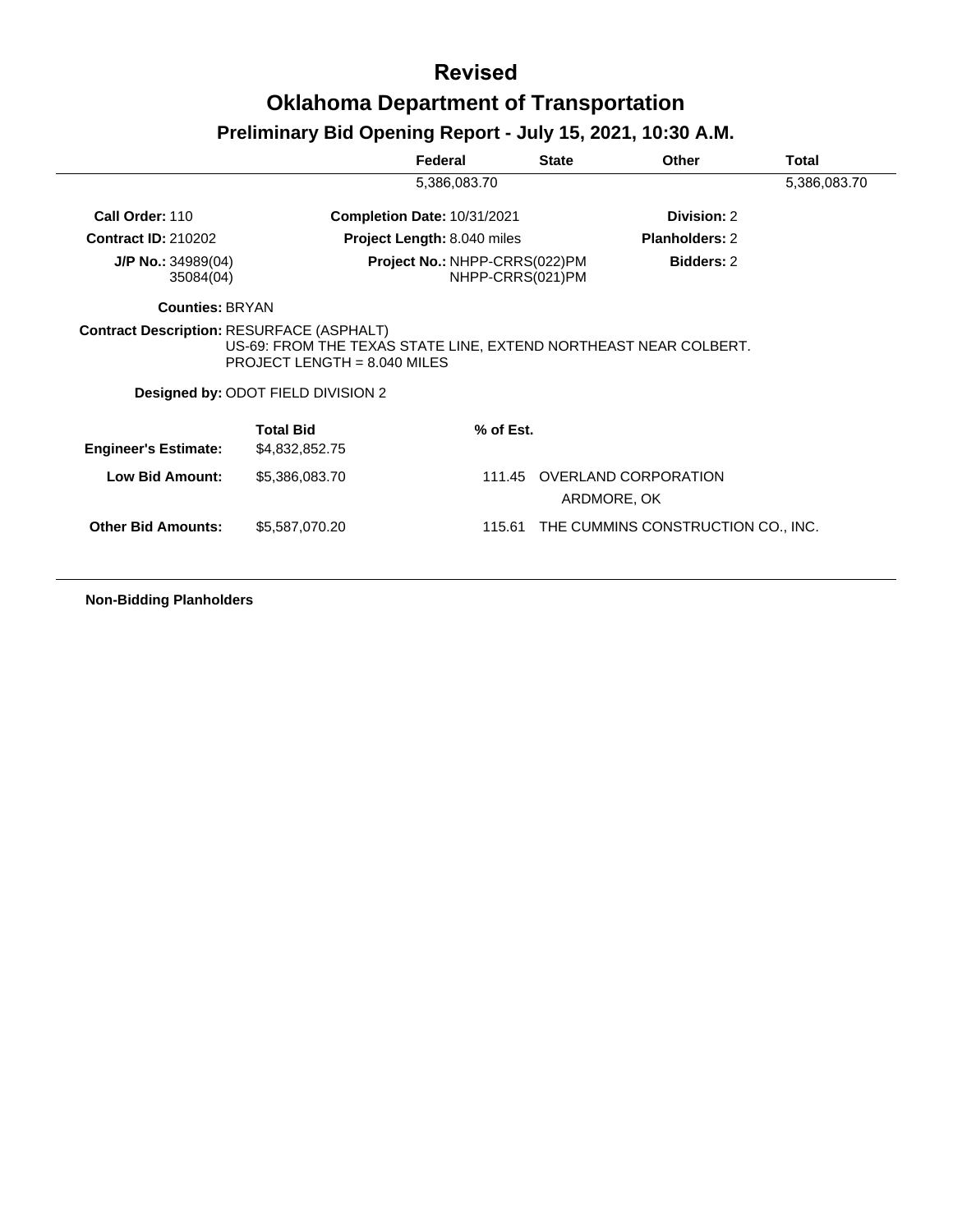# Revised

# Oklahoma Department of Transportation

## Preliminary Bid Opening Report - July 15, 2021, 10:30 A.M.

| Federal | State | Other | Total |
|---|---|---|---|
| 5,386,083.70 | | | 5,386,083.70 |

**Call Order:** 110 | **Completion Date:** 10/31/2021 | **Division:** 2

**Contract ID:** 210202 | **Project Length:** 8.040 miles | **Planholders:** 2

**J/P No.:** 34989(04), 35084(04) | **Project No.:** NHPP-CRRS(022)PM, NHPP-CRRS(021)PM | **Bidders:** 2

**Counties:** BRYAN

**Contract Description:** RESURFACE (ASPHALT)
US-69: FROM THE TEXAS STATE LINE, EXTEND NORTHEAST NEAR COLBERT.
PROJECT LENGTH = 8.040 MILES

**Designed by:** ODOT FIELD DIVISION 2

| | Total Bid | % of Est. | |
|---|---|---|---|
| **Engineer's Estimate:** | $4,832,852.75 | | |
| **Low Bid Amount:** | $5,386,083.70 | 111.45 | OVERLAND CORPORATION<br>ARDMORE, OK |
| **Other Bid Amounts:** | $5,587,070.20 | 115.61 | THE CUMMINS CONSTRUCTION CO., INC. |

**Non-Bidding Planholders**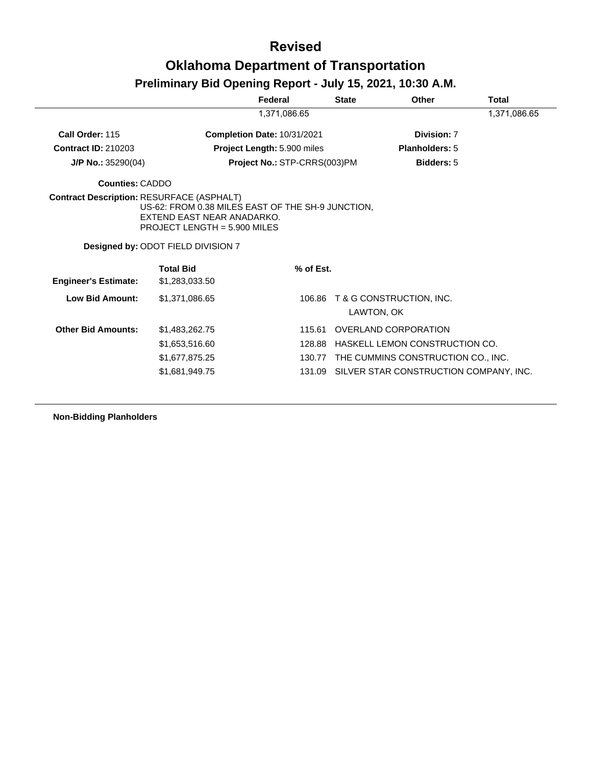# Revised

# Oklahoma Department of Transportation

## Preliminary Bid Opening Report - July 15, 2021, 10:30 A.M.

| | Federal | State | Other | Total |
|---|---|---|---|---|
| | 1,371,086.65 | | | 1,371,086.65 |

**Call Order:** 115 **Completion Date:** 10/31/2021 **Division:** 7

**Contract ID:** 210203 **Project Length:** 5.900 miles **Planholders:** 5

**J/P No.:** 35290(04) **Project No.:** STP-CRRS(003)PM **Bidders:** 5

**Counties:** CADDO

**Contract Description:** RESURFACE (ASPHALT)
US-62: FROM 0.38 MILES EAST OF THE SH-9 JUNCTION, EXTEND EAST NEAR ANADARKO.
PROJECT LENGTH = 5.900 MILES

**Designed by:** ODOT FIELD DIVISION 7

| | Total Bid | % of Est. | |
|---|---|---|---|
| **Engineer's Estimate:** | $1,283,033.50 | | |
| **Low Bid Amount:** | $1,371,086.65 | 106.86 | T & G CONSTRUCTION, INC. LAWTON, OK |
| **Other Bid Amounts:** | $1,483,262.75 | 115.61 | OVERLAND CORPORATION |
| | $1,653,516.60 | 128.88 | HASKELL LEMON CONSTRUCTION CO. |
| | $1,677,875.25 | 130.77 | THE CUMMINS CONSTRUCTION CO., INC. |
| | $1,681,949.75 | 131.09 | SILVER STAR CONSTRUCTION COMPANY, INC. |

**Non-Bidding Planholders**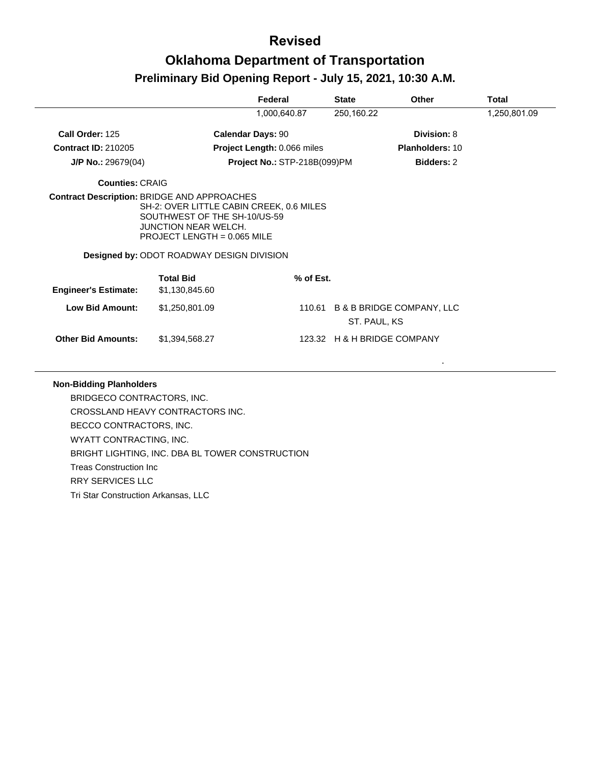# Revised

# Oklahoma Department of Transportation

## Preliminary Bid Opening Report - July 15, 2021, 10:30 A.M.

| | Federal | State | Other | Total |
|---|---|---|---|---|
| | 1,000,640.87 | 250,160.22 | | 1,250,801.09 |

**Call Order:** 125 **Calendar Days:** 90 **Division:** 8

**Contract ID:** 210205 **Project Length:** 0.066 miles **Planholders:** 10

**J/P No.:** 29679(04) **Project No.:** STP-218B(099)PM **Bidders:** 2

**Counties:** CRAIG

**Contract Description:** BRIDGE AND APPROACHES
SH-2: OVER LITTLE CABIN CREEK, 0.6 MILES SOUTHWEST OF THE SH-10/US-59 JUNCTION NEAR WELCH.
PROJECT LENGTH = 0.065 MILE

**Designed by:** ODOT ROADWAY DESIGN DIVISION

| | Total Bid | % of Est. | |
|---|---|---|---|
| **Engineer's Estimate:** | $1,130,845.60 | | |
| **Low Bid Amount:** | $1,250,801.09 | 110.61 | B & B BRIDGE COMPANY, LLC<br>ST. PAUL, KS |
| **Other Bid Amounts:** | $1,394,568.27 | 123.32 | H & H BRIDGE COMPANY |

**Non-Bidding Planholders**

BRIDGECO CONTRACTORS, INC.
CROSSLAND HEAVY CONTRACTORS INC.
BECCO CONTRACTORS, INC.
WYATT CONTRACTING, INC.
BRIGHT LIGHTING, INC. DBA BL TOWER CONSTRUCTION
Treas Construction Inc
RRY SERVICES LLC
Tri Star Construction Arkansas, LLC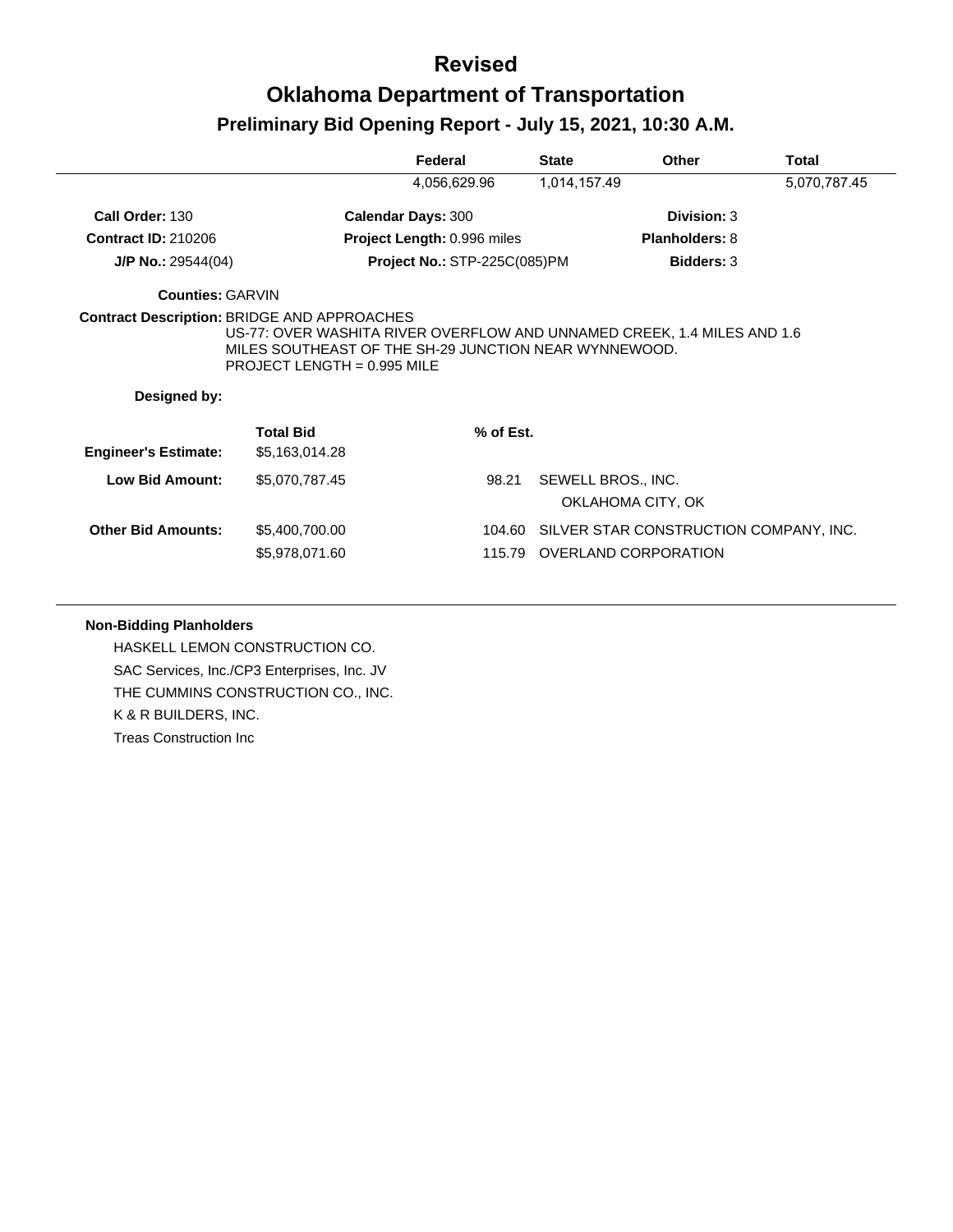# Revised

# Oklahoma Department of Transportation

## Preliminary Bid Opening Report - July 15, 2021, 10:30 A.M.

| | Federal | State | Other | Total |
|---|---|---|---|---|
| | 4,056,629.96 | 1,014,157.49 | | 5,070,787.45 |

**Call Order:** 130 **Calendar Days:** 300 **Division:** 3

**Contract ID:** 210206 **Project Length:** 0.996 miles **Planholders:** 8

**J/P No.:** 29544(04) **Project No.:** STP-225C(085)PM **Bidders:** 3

**Counties:** GARVIN

**Contract Description:** BRIDGE AND APPROACHES
US-77: OVER WASHITA RIVER OVERFLOW AND UNNAMED CREEK, 1.4 MILES AND 1.6 MILES SOUTHEAST OF THE SH-29 JUNCTION NEAR WYNNEWOOD.
PROJECT LENGTH = 0.995 MILE

**Designed by:**

| | Total Bid | % of Est. | |
|---|---|---|---|
| **Engineer's Estimate:** | $5,163,014.28 | | |
| **Low Bid Amount:** | $5,070,787.45 | 98.21 | SEWELL BROS., INC.<br>OKLAHOMA CITY, OK |
| **Other Bid Amounts:** | $5,400,700.00 | 104.60 | SILVER STAR CONSTRUCTION COMPANY, INC. |
| | $5,978,071.60 | 115.79 | OVERLAND CORPORATION |

**Non-Bidding Planholders**

HASKELL LEMON CONSTRUCTION CO.

SAC Services, Inc./CP3 Enterprises, Inc. JV

THE CUMMINS CONSTRUCTION CO., INC.

K & R BUILDERS, INC.

Treas Construction Inc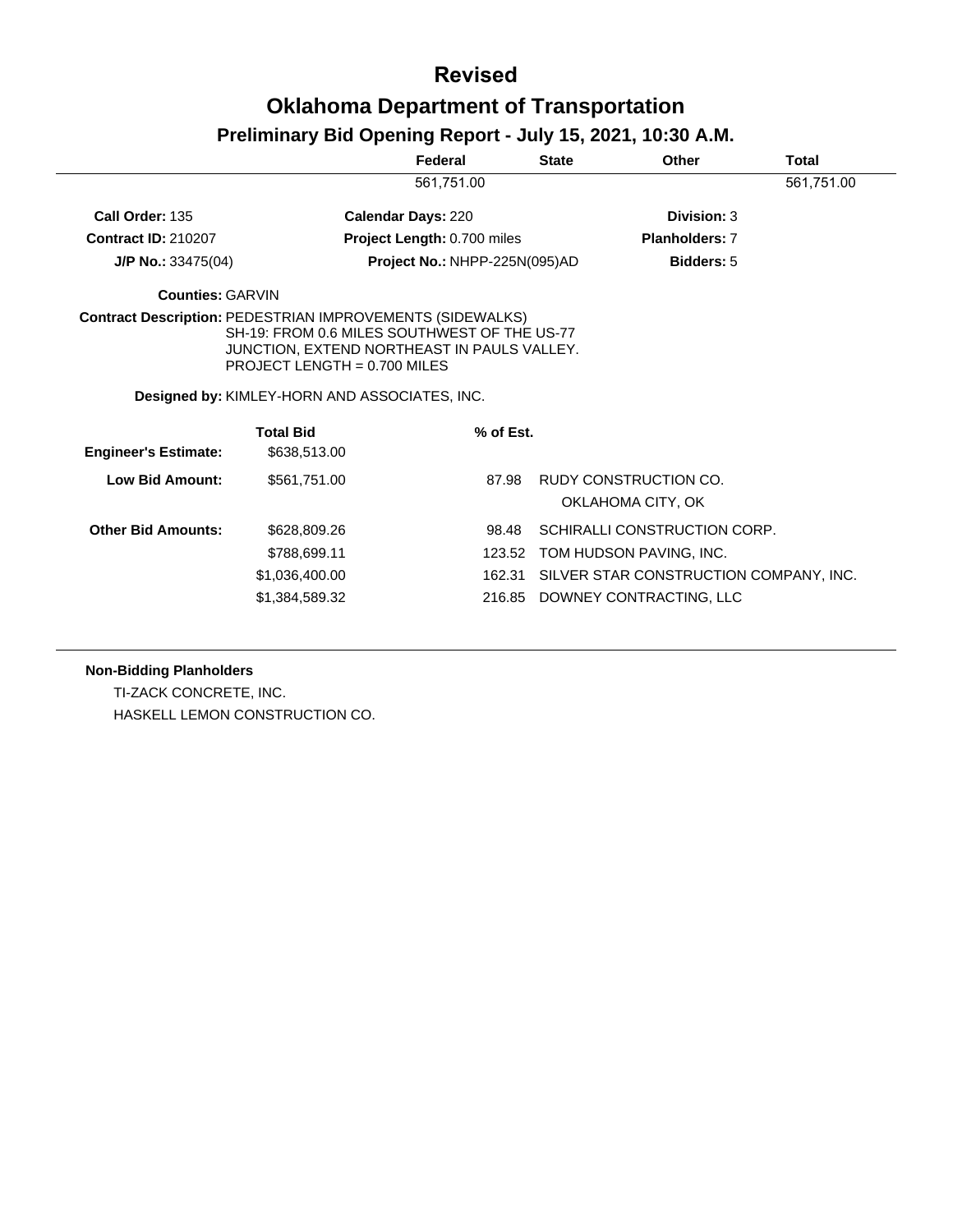# Revised

# Oklahoma Department of Transportation

## Preliminary Bid Opening Report - July 15, 2021, 10:30 A.M.

| | Federal | State | Other | Total |
|---|---|---|---|---|
| | 561,751.00 | | | 561,751.00 |

**Call Order:** 135 **Calendar Days:** 220 **Division:** 3

**Contract ID:** 210207 **Project Length:** 0.700 miles **Planholders:** 7

**J/P No.:** 33475(04) **Project No.:** NHPP-225N(095)AD **Bidders:** 5

**Counties:** GARVIN

**Contract Description:** PEDESTRIAN IMPROVEMENTS (SIDEWALKS)
SH-19: FROM 0.6 MILES SOUTHWEST OF THE US-77 JUNCTION, EXTEND NORTHEAST IN PAULS VALLEY.
PROJECT LENGTH = 0.700 MILES

**Designed by:** KIMLEY-HORN AND ASSOCIATES, INC.

| | Total Bid | % of Est. | |
|---|---|---|---|
| **Engineer's Estimate:** | $638,513.00 | | |
| **Low Bid Amount:** | $561,751.00 | 87.98 | RUDY CONSTRUCTION CO.<br>OKLAHOMA CITY, OK |
| **Other Bid Amounts:** | $628,809.26 | 98.48 | SCHIRALLI CONSTRUCTION CORP. |
| | $788,699.11 | 123.52 | TOM HUDSON PAVING, INC. |
| | $1,036,400.00 | 162.31 | SILVER STAR CONSTRUCTION COMPANY, INC. |
| | $1,384,589.32 | 216.85 | DOWNEY CONTRACTING, LLC |

**Non-Bidding Planholders**

TI-ZACK CONCRETE, INC.

HASKELL LEMON CONSTRUCTION CO.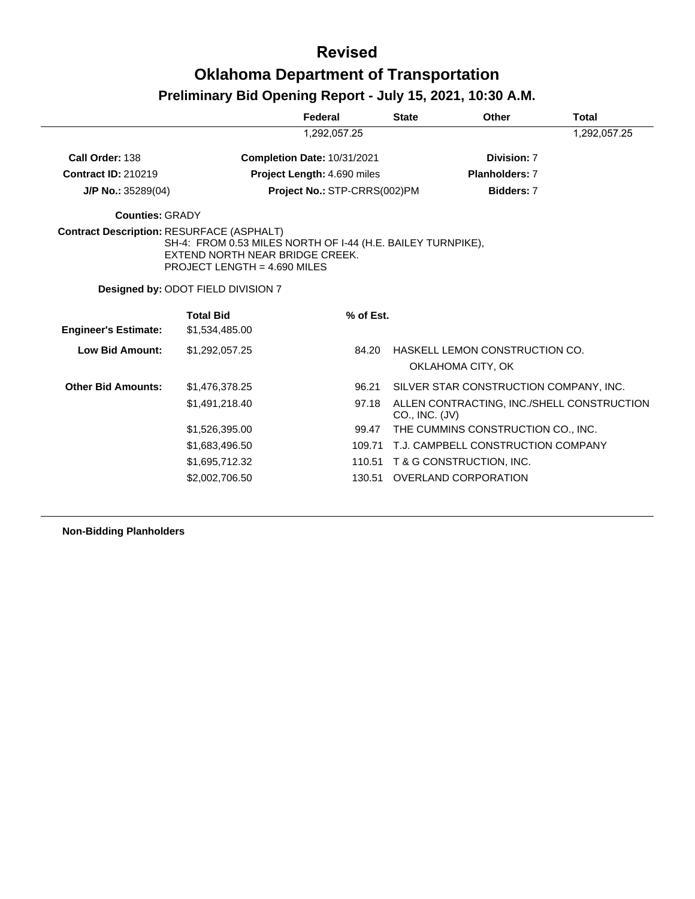# Revised

# Oklahoma Department of Transportation

## Preliminary Bid Opening Report - July 15, 2021, 10:30 A.M.

| | Federal | State | Other | Total |
|---|---|---|---|---|
| | 1,292,057.25 | | | 1,292,057.25 |

**Call Order:** 138 **Completion Date:** 10/31/2021 **Division:** 7

**Contract ID:** 210219 **Project Length:** 4.690 miles **Planholders:** 7

**J/P No.:** 35289(04) **Project No.:** STP-CRRS(002)PM **Bidders:** 7

**Counties:** GRADY

**Contract Description:** RESURFACE (ASPHALT)
SH-4: FROM 0.53 MILES NORTH OF I-44 (H.E. BAILEY TURNPIKE), EXTEND NORTH NEAR BRIDGE CREEK.
PROJECT LENGTH = 4.690 MILES

**Designed by:** ODOT FIELD DIVISION 7

| | Total Bid | % of Est. | |
|---|---|---|---|
| **Engineer's Estimate:** | $1,534,485.00 | | |
| **Low Bid Amount:** | $1,292,057.25 | 84.20 | HASKELL LEMON CONSTRUCTION CO. OKLAHOMA CITY, OK |
| **Other Bid Amounts:** | $1,476,378.25 | 96.21 | SILVER STAR CONSTRUCTION COMPANY, INC. |
| | $1,491,218.40 | 97.18 | ALLEN CONTRACTING, INC./SHELL CONSTRUCTION CO., INC. (JV) |
| | $1,526,395.00 | 99.47 | THE CUMMINS CONSTRUCTION CO., INC. |
| | $1,683,496.50 | 109.71 | T.J. CAMPBELL CONSTRUCTION COMPANY |
| | $1,695,712.32 | 110.51 | T & G CONSTRUCTION, INC. |
| | $2,002,706.50 | 130.51 | OVERLAND CORPORATION |

**Non-Bidding Planholders**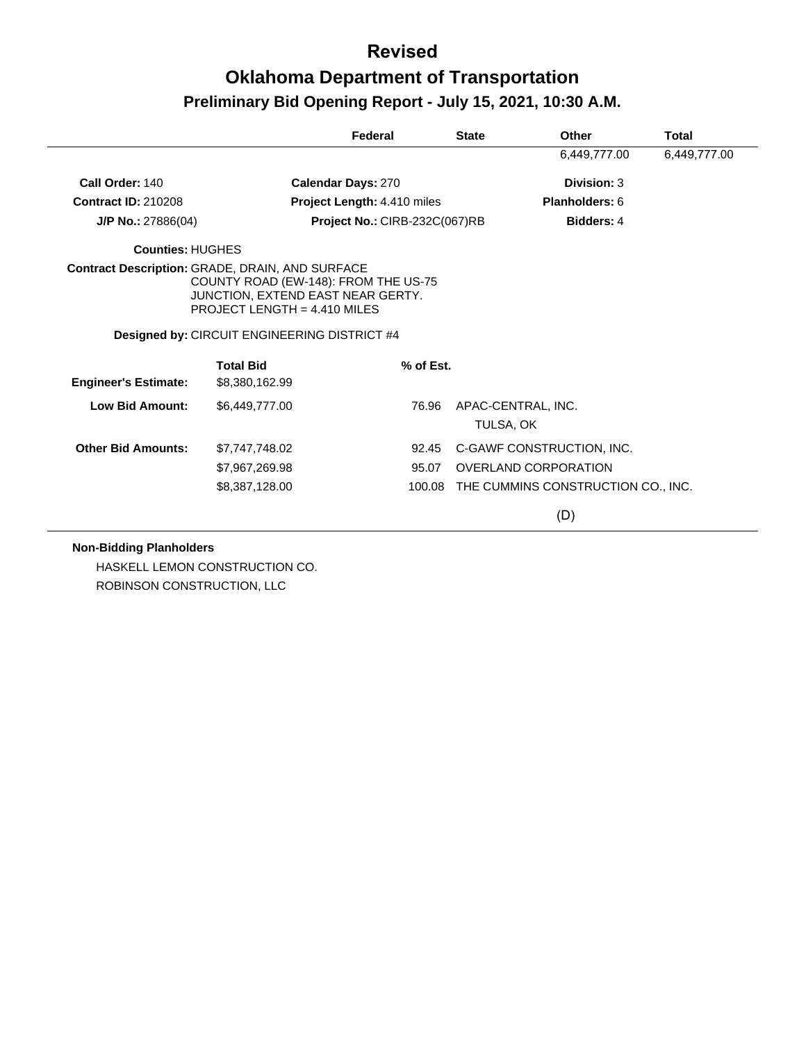# Revised

# Oklahoma Department of Transportation

## Preliminary Bid Opening Report - July 15, 2021, 10:30 A.M.

| | Federal | State | Other | Total |
|---|---|---|---|---|
| | | | 6,449,777.00 | 6,449,777.00 |

**Call Order:** 140 **Calendar Days:** 270 **Division:** 3

**Contract ID:** 210208 **Project Length:** 4.410 miles **Planholders:** 6

**J/P No.:** 27886(04) **Project No.:** CIRB-232C(067)RB **Bidders:** 4

**Counties:** HUGHES

**Contract Description:** GRADE, DRAIN, AND SURFACE
COUNTY ROAD (EW-148): FROM THE US-75
JUNCTION, EXTEND EAST NEAR GERTY.
PROJECT LENGTH = 4.410 MILES

**Designed by:** CIRCUIT ENGINEERING DISTRICT #4

| | Total Bid | % of Est. | |
|---|---|---|---|
| **Engineer's Estimate:** | $8,380,162.99 | | |
| **Low Bid Amount:** | $6,449,777.00 | 76.96 | APAC-CENTRAL, INC.<br>TULSA, OK |
| **Other Bid Amounts:** | $7,747,748.02 | 92.45 | C-GAWF CONSTRUCTION, INC. |
| | $7,967,269.98 | 95.07 | OVERLAND CORPORATION |
| | $8,387,128.00 | 100.08 | THE CUMMINS CONSTRUCTION CO., INC. |

(D)

**Non-Bidding Planholders**

HASKELL LEMON CONSTRUCTION CO.

ROBINSON CONSTRUCTION, LLC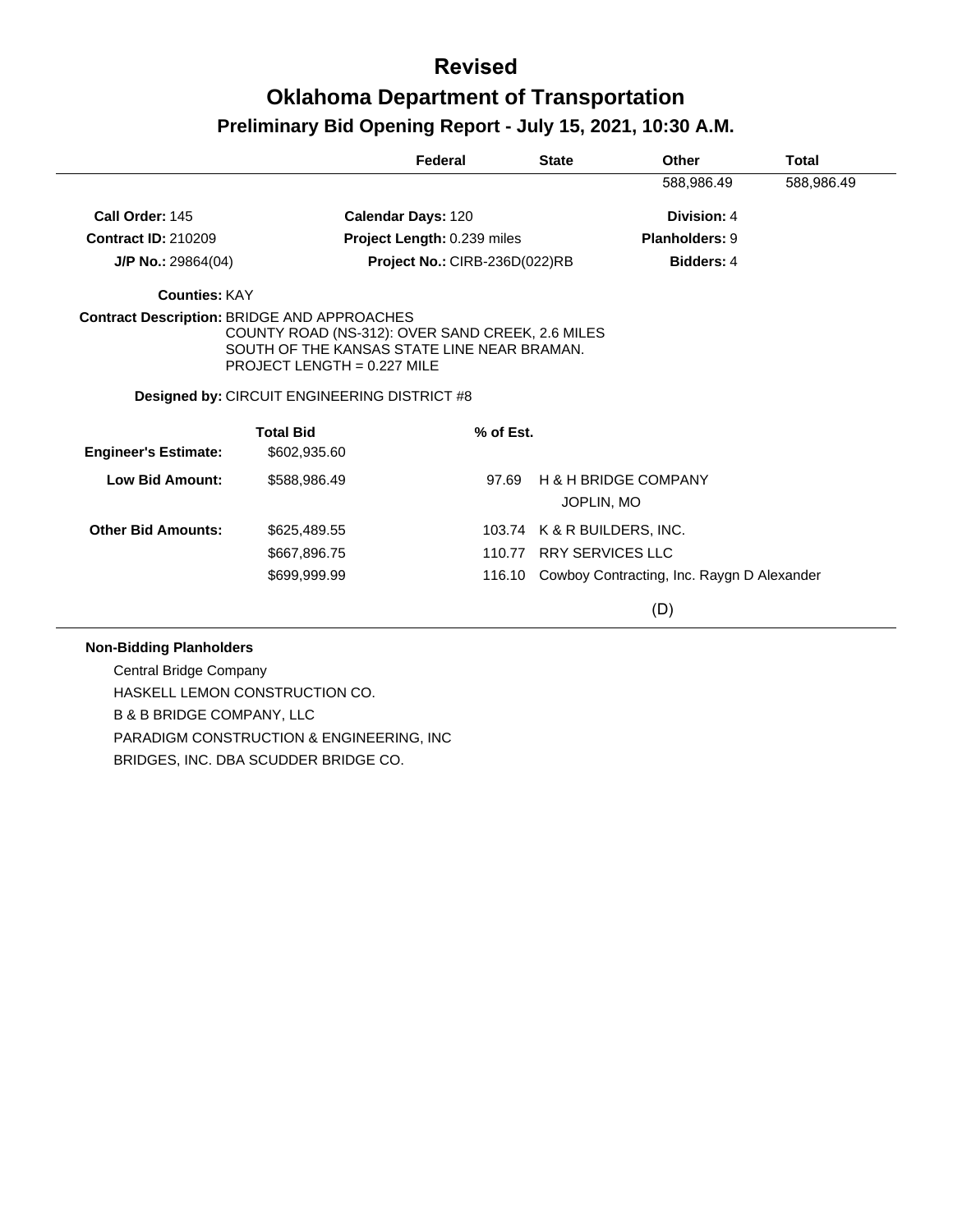# Revised

# Oklahoma Department of Transportation

## Preliminary Bid Opening Report - July 15, 2021, 10:30 A.M.

| | Federal | State | Other | Total |
|---|---|---|---|---|
| | | | 588,986.49 | 588,986.49 |

**Call Order:** 145 **Calendar Days:** 120 **Division:** 4

**Contract ID:** 210209 **Project Length:** 0.239 miles **Planholders:** 9

**J/P No.:** 29864(04) **Project No.:** CIRB-236D(022)RB **Bidders:** 4

**Counties:** KAY

**Contract Description:** BRIDGE AND APPROACHES
COUNTY ROAD (NS-312): OVER SAND CREEK, 2.6 MILES SOUTH OF THE KANSAS STATE LINE NEAR BRAMAN.
PROJECT LENGTH = 0.227 MILE

**Designed by:** CIRCUIT ENGINEERING DISTRICT #8

| | Total Bid | % of Est. | |
|---|---|---|---|
| **Engineer's Estimate:** | $602,935.60 | | |
| **Low Bid Amount:** | $588,986.49 | 97.69 | H & H BRIDGE COMPANY<br>JOPLIN, MO |
| **Other Bid Amounts:** | $625,489.55 | 103.74 | K & R BUILDERS, INC. |
| | $667,896.75 | 110.77 | RRY SERVICES LLC |
| | $699,999.99 | 116.10 | Cowboy Contracting, Inc. Raygn D Alexander (D) |

**Non-Bidding Planholders**

Central Bridge Company
HASKELL LEMON CONSTRUCTION CO.
B & B BRIDGE COMPANY, LLC
PARADIGM CONSTRUCTION & ENGINEERING, INC
BRIDGES, INC. DBA SCUDDER BRIDGE CO.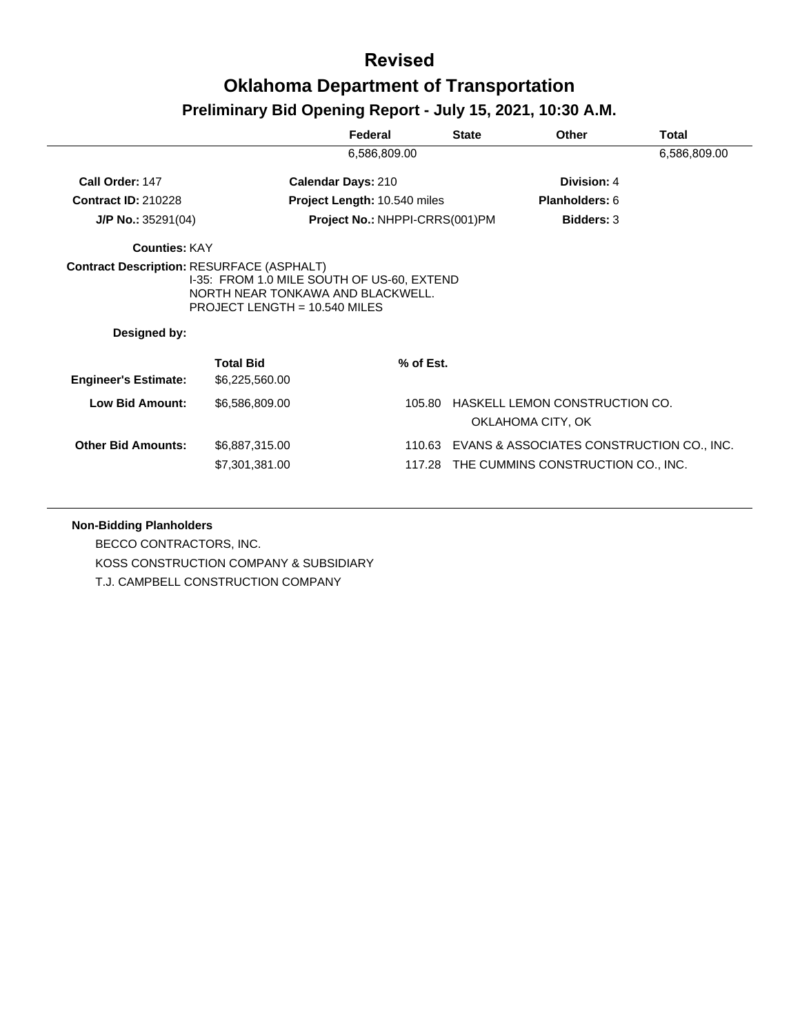# Revised

# Oklahoma Department of Transportation

## Preliminary Bid Opening Report - July 15, 2021, 10:30 A.M.

| Federal | State | Other | Total |
|---|---|---|---|
| 6,586,809.00 | | | 6,586,809.00 |

**Call Order:** 147  **Calendar Days:** 210  **Division:** 4

**Contract ID:** 210228  **Project Length:** 10.540 miles  **Planholders:** 6

**J/P No.:** 35291(04)  **Project No.:** NHPPI-CRRS(001)PM  **Bidders:** 3

**Counties:** KAY

**Contract Description:** RESURFACE (ASPHALT)
I-35: FROM 1.0 MILE SOUTH OF US-60, EXTEND NORTH NEAR TONKAWA AND BLACKWELL.
PROJECT LENGTH = 10.540 MILES

**Designed by:**

| | Total Bid | % of Est. | |
|---|---|---|---|
| **Engineer's Estimate:** | $6,225,560.00 | | |
| **Low Bid Amount:** | $6,586,809.00 | 105.80 | HASKELL LEMON CONSTRUCTION CO. OKLAHOMA CITY, OK |
| **Other Bid Amounts:** | $6,887,315.00 | 110.63 | EVANS & ASSOCIATES CONSTRUCTION CO., INC. |
| | $7,301,381.00 | 117.28 | THE CUMMINS CONSTRUCTION CO., INC. |

**Non-Bidding Planholders**

BECCO CONTRACTORS, INC.

KOSS CONSTRUCTION COMPANY & SUBSIDIARY

T.J. CAMPBELL CONSTRUCTION COMPANY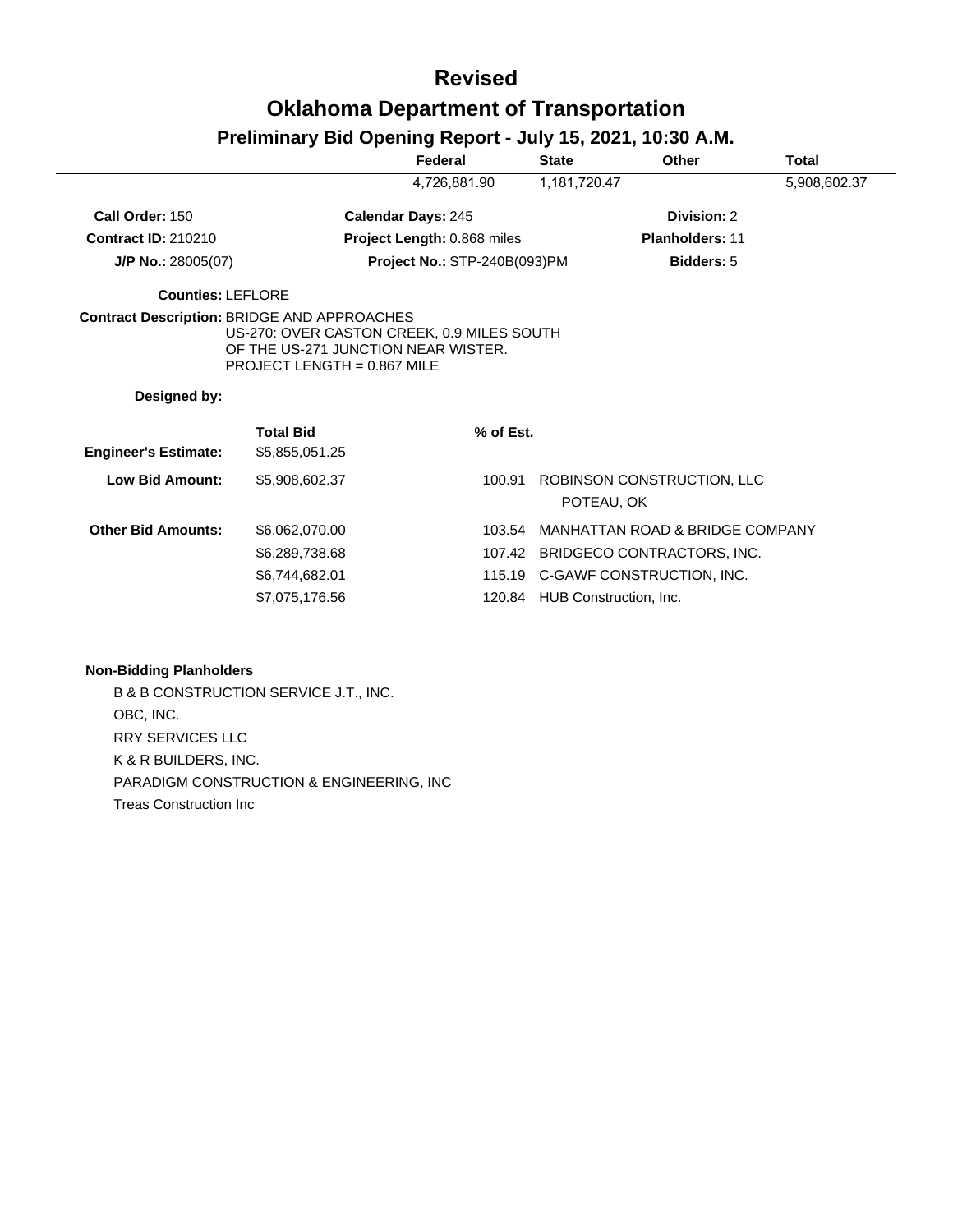# Revised

# Oklahoma Department of Transportation

## Preliminary Bid Opening Report - July 15, 2021, 10:30 A.M.

| | Federal | State | Other | Total |
|---|---|---|---|---|
| | 4,726,881.90 | 1,181,720.47 | | 5,908,602.37 |

**Call Order:** 150 | **Calendar Days:** 245 | **Division:** 2

**Contract ID:** 210210 | **Project Length:** 0.868 miles | **Planholders:** 11

**J/P No.:** 28005(07) | **Project No.:** STP-240B(093)PM | **Bidders:** 5

**Counties:** LEFLORE

**Contract Description:** BRIDGE AND APPROACHES
US-270: OVER CASTON CREEK, 0.9 MILES SOUTH OF THE US-271 JUNCTION NEAR WISTER.
PROJECT LENGTH = 0.867 MILE

**Designed by:**

| | Total Bid | % of Est. | |
|---|---|---|---|
| **Engineer's Estimate:** | $5,855,051.25 | | |
| **Low Bid Amount:** | $5,908,602.37 | 100.91 | ROBINSON CONSTRUCTION, LLC POTEAU, OK |
| **Other Bid Amounts:** | $6,062,070.00 | 103.54 | MANHATTAN ROAD & BRIDGE COMPANY |
| | $6,289,738.68 | 107.42 | BRIDGECO CONTRACTORS, INC. |
| | $6,744,682.01 | 115.19 | C-GAWF CONSTRUCTION, INC. |
| | $7,075,176.56 | 120.84 | HUB Construction, Inc. |

**Non-Bidding Planholders**

B & B CONSTRUCTION SERVICE J.T., INC.
OBC, INC.
RRY SERVICES LLC
K & R BUILDERS, INC.
PARADIGM CONSTRUCTION & ENGINEERING, INC
Treas Construction Inc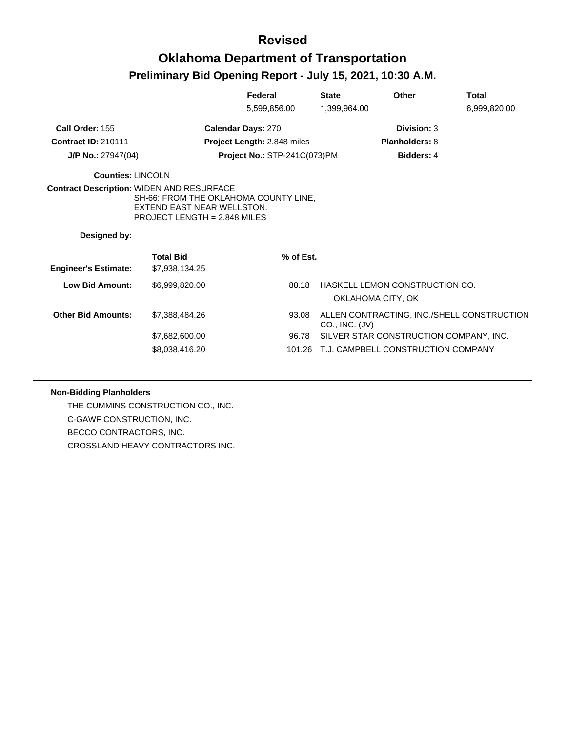# Revised

# Oklahoma Department of Transportation

## Preliminary Bid Opening Report - July 15, 2021, 10:30 A.M.

| | Federal | State | Other | Total |
|---|---|---|---|---|
| | 5,599,856.00 | 1,399,964.00 | | 6,999,820.00 |

**Call Order:** 155  **Calendar Days:** 270  **Division:** 3

**Contract ID:** 210111  **Project Length:** 2.848 miles  **Planholders:** 8

**J/P No.:** 27947(04)  **Project No.:** STP-241C(073)PM  **Bidders:** 4

**Counties:** LINCOLN

**Contract Description:** WIDEN AND RESURFACE
SH-66: FROM THE OKLAHOMA COUNTY LINE, EXTEND EAST NEAR WELLSTON.
PROJECT LENGTH = 2.848 MILES

**Designed by:**

| | Total Bid | % of Est. | |
|---|---|---|---|
| **Engineer's Estimate:** | $7,938,134.25 | | |
| **Low Bid Amount:** | $6,999,820.00 | 88.18 | HASKELL LEMON CONSTRUCTION CO. OKLAHOMA CITY, OK |
| **Other Bid Amounts:** | $7,388,484.26 | 93.08 | ALLEN CONTRACTING, INC./SHELL CONSTRUCTION CO., INC. (JV) |
| | $7,682,600.00 | 96.78 | SILVER STAR CONSTRUCTION COMPANY, INC. |
| | $8,038,416.20 | 101.26 | T.J. CAMPBELL CONSTRUCTION COMPANY |

**Non-Bidding Planholders**

THE CUMMINS CONSTRUCTION CO., INC.
C-GAWF CONSTRUCTION, INC.
BECCO CONTRACTORS, INC.
CROSSLAND HEAVY CONTRACTORS INC.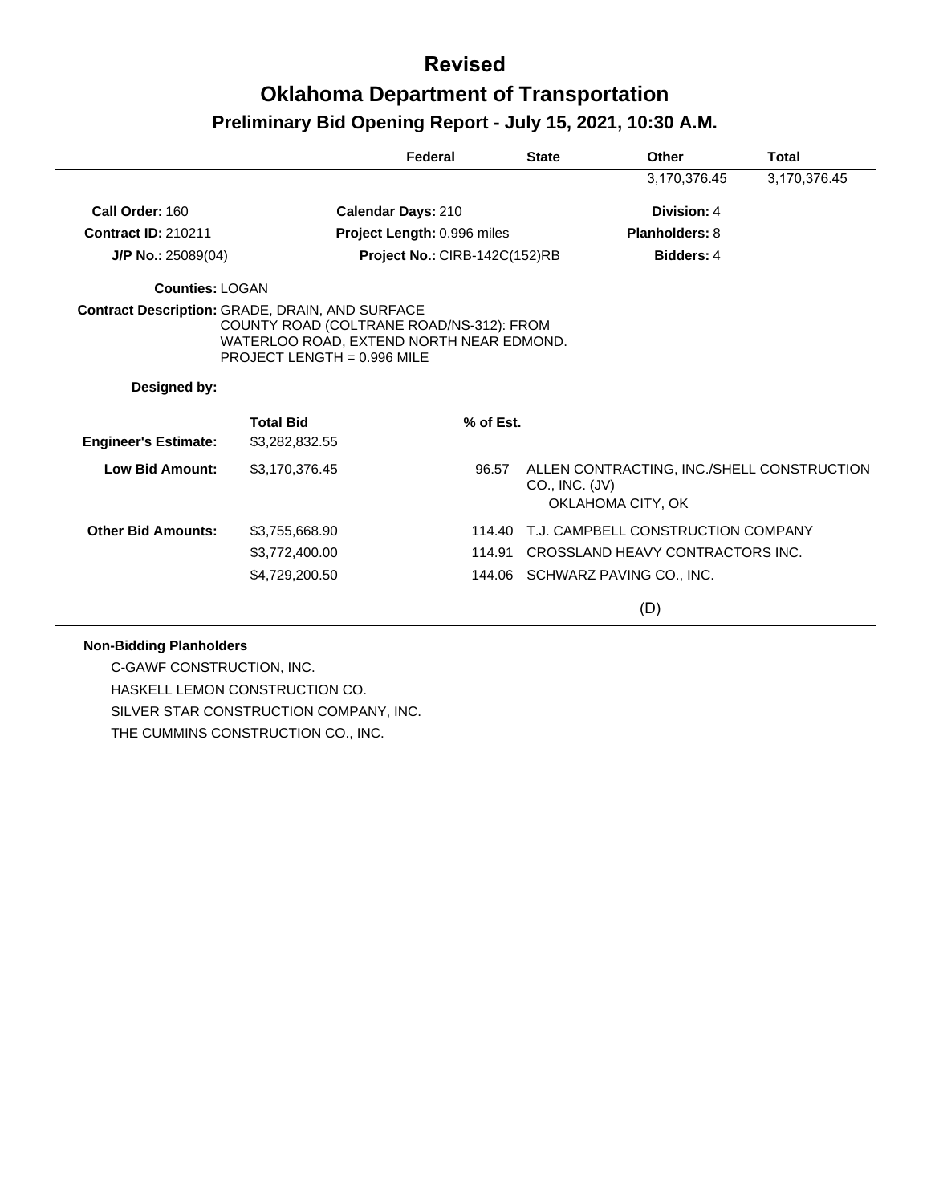# Revised

# Oklahoma Department of Transportation

## Preliminary Bid Opening Report - July 15, 2021, 10:30 A.M.

| | Federal | State | Other | Total |
|---|---|---|---|---|
| | | | 3,170,376.45 | 3,170,376.45 |

**Call Order:** 160 | **Calendar Days:** 210 | **Division:** 4

**Contract ID:** 210211 | **Project Length:** 0.996 miles | **Planholders:** 8

**J/P No.:** 25089(04) | **Project No.:** CIRB-142C(152)RB | **Bidders:** 4

**Counties:** LOGAN

**Contract Description:** GRADE, DRAIN, AND SURFACE
COUNTY ROAD (COLTRANE ROAD/NS-312): FROM WATERLOO ROAD, EXTEND NORTH NEAR EDMOND.
PROJECT LENGTH = 0.996 MILE

**Designed by:**

| | Total Bid | % of Est. | |
|---|---|---|---|
| **Engineer's Estimate:** | $3,282,832.55 | | |
| **Low Bid Amount:** | $3,170,376.45 | 96.57 | ALLEN CONTRACTING, INC./SHELL CONSTRUCTION CO., INC. (JV) OKLAHOMA CITY, OK |
| **Other Bid Amounts:** | $3,755,668.90 | 114.40 | T.J. CAMPBELL CONSTRUCTION COMPANY |
| | $3,772,400.00 | 114.91 | CROSSLAND HEAVY CONTRACTORS INC. |
| | $4,729,200.50 | 144.06 | SCHWARZ PAVING CO., INC. |

(D)

**Non-Bidding Planholders**

C-GAWF CONSTRUCTION, INC.

HASKELL LEMON CONSTRUCTION CO.

SILVER STAR CONSTRUCTION COMPANY, INC.

THE CUMMINS CONSTRUCTION CO., INC.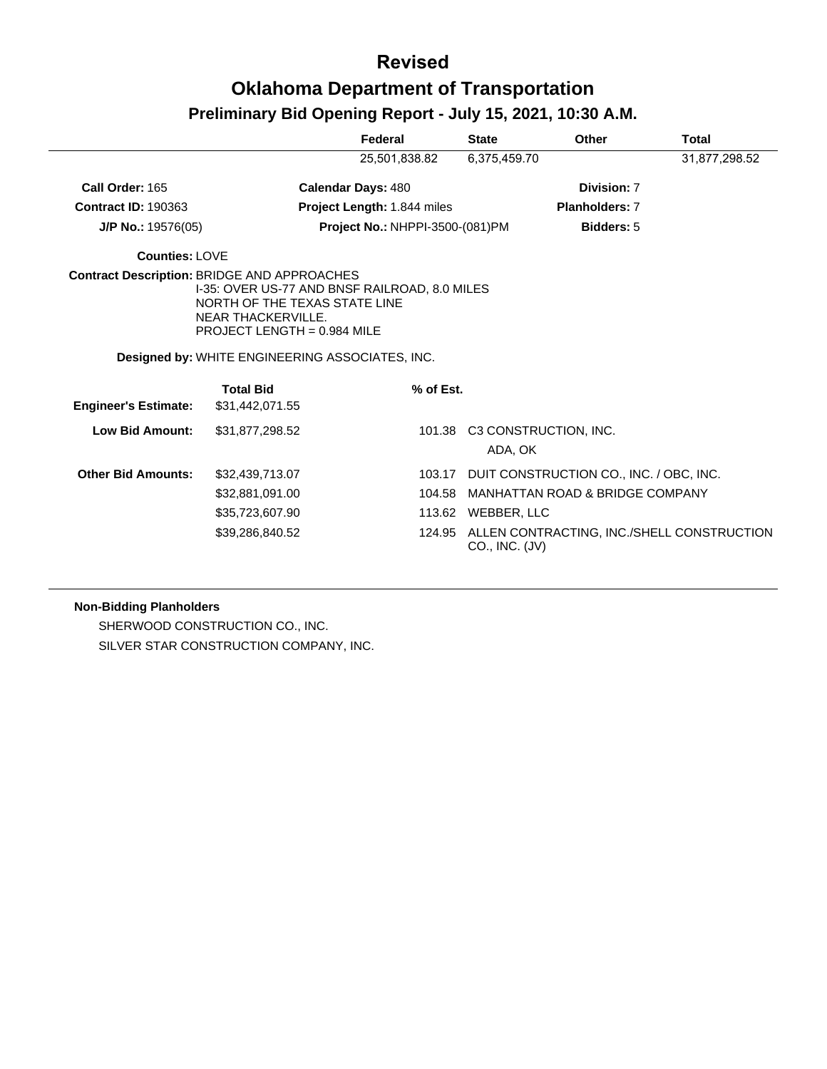# Revised

# Oklahoma Department of Transportation

## Preliminary Bid Opening Report - July 15, 2021, 10:30 A.M.

| | Federal | State | Other | Total |
|---|---|---|---|---|
| | 25,501,838.82 | 6,375,459.70 | | 31,877,298.52 |

**Call Order:** 165 **Calendar Days:** 480 **Division:** 7

**Contract ID:** 190363 **Project Length:** 1.844 miles **Planholders:** 7

**J/P No.:** 19576(05) **Project No.:** NHPPI-3500-(081)PM **Bidders:** 5

**Counties:** LOVE

**Contract Description:** BRIDGE AND APPROACHES
I-35: OVER US-77 AND BNSF RAILROAD, 8.0 MILES NORTH OF THE TEXAS STATE LINE NEAR THACKERVILLE.
PROJECT LENGTH = 0.984 MILE

**Designed by:** WHITE ENGINEERING ASSOCIATES, INC.

| | Total Bid | % of Est. | |
|---|---|---|---|
| **Engineer's Estimate:** | $31,442,071.55 | | |
| **Low Bid Amount:** | $31,877,298.52 | 101.38 | C3 CONSTRUCTION, INC. ADA, OK |
| **Other Bid Amounts:** | $32,439,713.07 | 103.17 | DUIT CONSTRUCTION CO., INC. / OBC, INC. |
| | $32,881,091.00 | 104.58 | MANHATTAN ROAD & BRIDGE COMPANY |
| | $35,723,607.90 | 113.62 | WEBBER, LLC |
| | $39,286,840.52 | 124.95 | ALLEN CONTRACTING, INC./SHELL CONSTRUCTION CO., INC. (JV) |

**Non-Bidding Planholders**

SHERWOOD CONSTRUCTION CO., INC.

SILVER STAR CONSTRUCTION COMPANY, INC.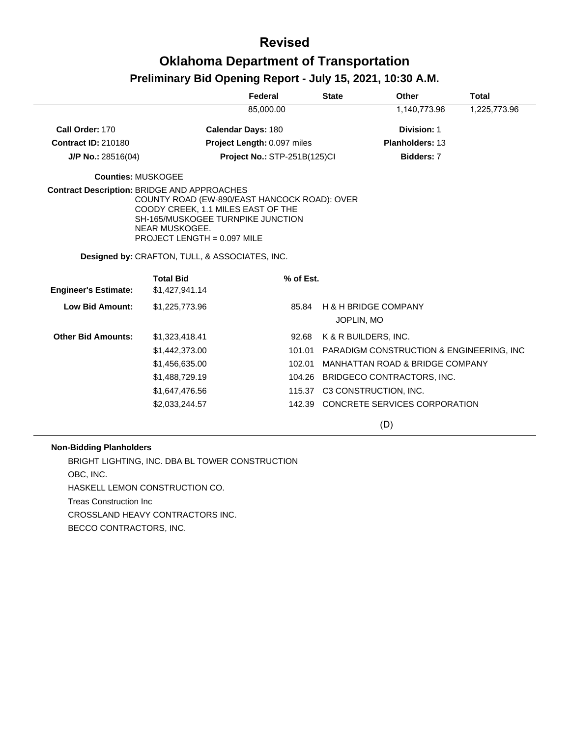# Revised

# Oklahoma Department of Transportation

## Preliminary Bid Opening Report - July 15, 2021, 10:30 A.M.

| Federal | State | Other | Total |
|---|---|---|---|
| 85,000.00 | | 1,140,773.96 | 1,225,773.96 |

**Call Order:** 170 | **Calendar Days:** 180 | **Division:** 1

**Contract ID:** 210180 | **Project Length:** 0.097 miles | **Planholders:** 13

**J/P No.:** 28516(04) | **Project No.:** STP-251B(125)CI | **Bidders:** 7

**Counties:** MUSKOGEE

**Contract Description:** BRIDGE AND APPROACHES
COUNTY ROAD (EW-890/EAST HANCOCK ROAD): OVER
COODY CREEK, 1.1 MILES EAST OF THE
SH-165/MUSKOGEE TURNPIKE JUNCTION
NEAR MUSKOGEE.
PROJECT LENGTH = 0.097 MILE

**Designed by:** CRAFTON, TULL, & ASSOCIATES, INC.

| | Total Bid | % of Est. | |
|---|---|---|---|
| **Engineer's Estimate:** | $1,427,941.14 | | |
| **Low Bid Amount:** | $1,225,773.96 | 85.84 | H & H BRIDGE COMPANY<br>JOPLIN, MO |
| **Other Bid Amounts:** | $1,323,418.41 | 92.68 | K & R BUILDERS, INC. |
| | $1,442,373.00 | 101.01 | PARADIGM CONSTRUCTION & ENGINEERING, INC |
| | $1,456,635.00 | 102.01 | MANHATTAN ROAD & BRIDGE COMPANY |
| | $1,488,729.19 | 104.26 | BRIDGECO CONTRACTORS, INC. |
| | $1,647,476.56 | 115.37 | C3 CONSTRUCTION, INC. |
| | $2,033,244.57 | 142.39 | CONCRETE SERVICES CORPORATION |

(D)

**Non-Bidding Planholders**

BRIGHT LIGHTING, INC. DBA BL TOWER CONSTRUCTION
OBC, INC.
HASKELL LEMON CONSTRUCTION CO.
Treas Construction Inc
CROSSLAND HEAVY CONTRACTORS INC.
BECCO CONTRACTORS, INC.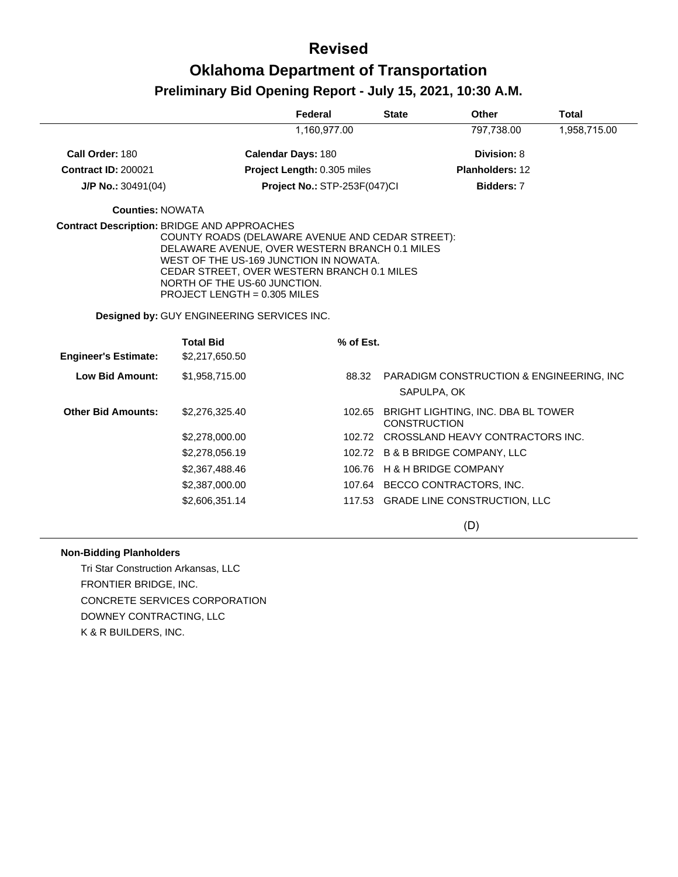# Revised

# Oklahoma Department of Transportation

## Preliminary Bid Opening Report - July 15, 2021, 10:30 A.M.

| Federal | State | Other | Total |
|---|---|---|---|
| 1,160,977.00 | | 797,738.00 | 1,958,715.00 |

**Call Order:** 180 **Calendar Days:** 180 **Division:** 8

**Contract ID:** 200021 **Project Length:** 0.305 miles **Planholders:** 12

**J/P No.:** 30491(04) **Project No.:** STP-253F(047)CI **Bidders:** 7

**Counties:** NOWATA

**Contract Description:** BRIDGE AND APPROACHES
COUNTY ROADS (DELAWARE AVENUE AND CEDAR STREET):
DELAWARE AVENUE, OVER WESTERN BRANCH 0.1 MILES
WEST OF THE US-169 JUNCTION IN NOWATA.
CEDAR STREET, OVER WESTERN BRANCH 0.1 MILES
NORTH OF THE US-60 JUNCTION.
PROJECT LENGTH = 0.305 MILES

**Designed by:** GUY ENGINEERING SERVICES INC.

| | Total Bid | % of Est. | |
|---|---|---|---|
| **Engineer's Estimate:** | $2,217,650.50 | | |
| **Low Bid Amount:** | $1,958,715.00 | 88.32 | PARADIGM CONSTRUCTION & ENGINEERING, INC SAPULPA, OK |
| **Other Bid Amounts:** | $2,276,325.40 | 102.65 | BRIGHT LIGHTING, INC. DBA BL TOWER CONSTRUCTION |
| | $2,278,000.00 | 102.72 | CROSSLAND HEAVY CONTRACTORS INC. |
| | $2,278,056.19 | 102.72 | B & B BRIDGE COMPANY, LLC |
| | $2,367,488.46 | 106.76 | H & H BRIDGE COMPANY |
| | $2,387,000.00 | 107.64 | BECCO CONTRACTORS, INC. |
| | $2,606,351.14 | 117.53 | GRADE LINE CONSTRUCTION, LLC |

(D)

**Non-Bidding Planholders**

Tri Star Construction Arkansas, LLC
FRONTIER BRIDGE, INC.
CONCRETE SERVICES CORPORATION
DOWNEY CONTRACTING, LLC
K & R BUILDERS, INC.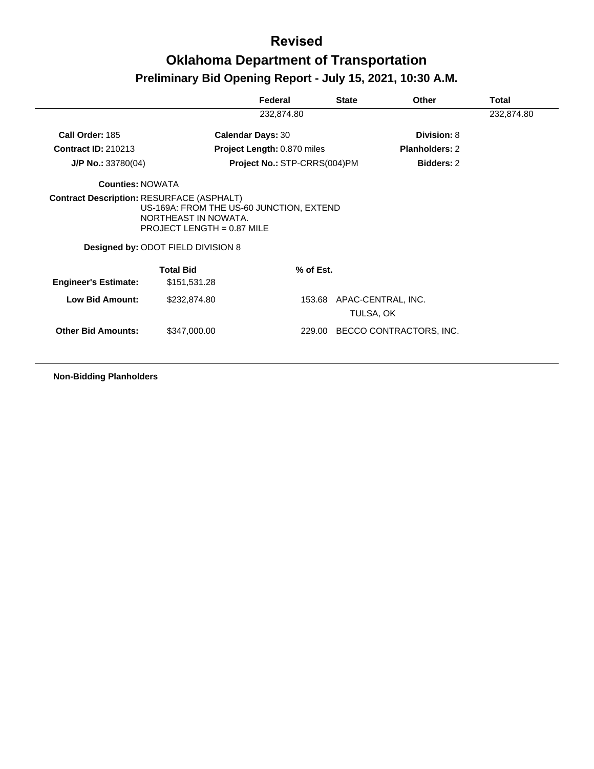# Revised

# Oklahoma Department of Transportation

## Preliminary Bid Opening Report - July 15, 2021, 10:30 A.M.

| | Federal | State | Other | Total |
|---|---|---|---|---|
| | 232,874.80 | | | 232,874.80 |

**Call Order:** 185 | **Calendar Days:** 30 | **Division:** 8

**Contract ID:** 210213 | **Project Length:** 0.870 miles | **Planholders:** 2

**J/P No.:** 33780(04) | **Project No.:** STP-CRRS(004)PM | **Bidders:** 2

**Counties:** NOWATA

**Contract Description:** RESURFACE (ASPHALT)
US-169A: FROM THE US-60 JUNCTION, EXTEND NORTHEAST IN NOWATA.
PROJECT LENGTH = 0.87 MILE

**Designed by:** ODOT FIELD DIVISION 8

| | Total Bid | % of Est. | |
|---|---|---|---|
| **Engineer's Estimate:** | $151,531.28 | | |
| **Low Bid Amount:** | $232,874.80 | 153.68 | APAC-CENTRAL, INC. TULSA, OK |
| **Other Bid Amounts:** | $347,000.00 | 229.00 | BECCO CONTRACTORS, INC. |

**Non-Bidding Planholders**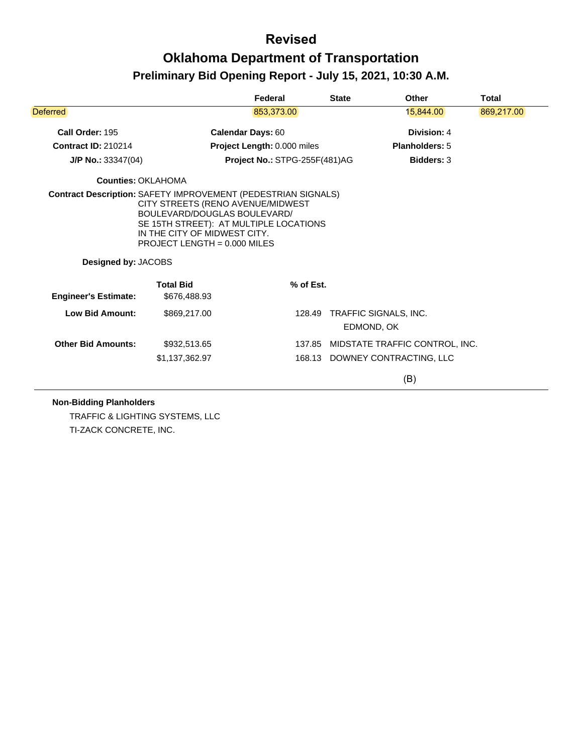# Revised

# Oklahoma Department of Transportation

## Preliminary Bid Opening Report - July 15, 2021, 10:30 A.M.

| | Federal | State | Other | Total |
|---|---|---|---|---|
| Deferred | 853,373.00 | | 15,844.00 | 869,217.00 |

**Call Order:** 195 | **Calendar Days:** 60 | **Division:** 4

**Contract ID:** 210214 | **Project Length:** 0.000 miles | **Planholders:** 5

**J/P No.:** 33347(04) | **Project No.:** STPG-255F(481)AG | **Bidders:** 3

**Counties:** OKLAHOMA

**Contract Description:** SAFETY IMPROVEMENT (PEDESTRIAN SIGNALS) CITY STREETS (RENO AVENUE/MIDWEST BOULEVARD/DOUGLAS BOULEVARD/ SE 15TH STREET): AT MULTIPLE LOCATIONS IN THE CITY OF MIDWEST CITY. PROJECT LENGTH = 0.000 MILES

**Designed by:** JACOBS

| | Total Bid | % of Est. | |
|---|---|---|---|
| **Engineer's Estimate:** | $676,488.93 | | |
| **Low Bid Amount:** | $869,217.00 | 128.49 | TRAFFIC SIGNALS, INC. EDMOND, OK |
| **Other Bid Amounts:** | $932,513.65 | 137.85 | MIDSTATE TRAFFIC CONTROL, INC. |
| | $1,137,362.97 | 168.13 | DOWNEY CONTRACTING, LLC |

(B)

**Non-Bidding Planholders**

TRAFFIC & LIGHTING SYSTEMS, LLC

TI-ZACK CONCRETE, INC.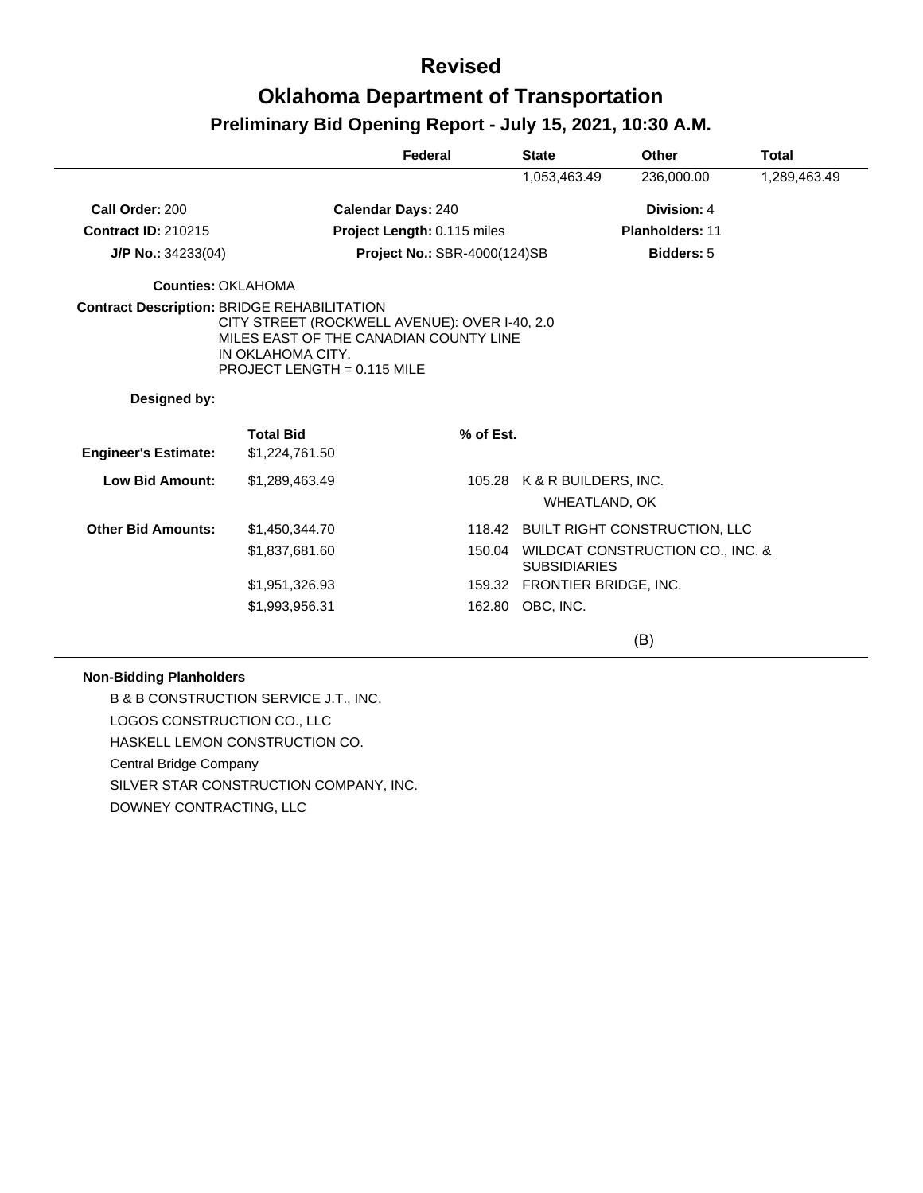# Revised

# Oklahoma Department of Transportation

## Preliminary Bid Opening Report - July 15, 2021, 10:30 A.M.

| Federal | State | Other | Total |
|---|---|---|---|
| | 1,053,463.49 | 236,000.00 | 1,289,463.49 |

**Call Order:** 200 **Calendar Days:** 240 **Division:** 4

**Contract ID:** 210215 **Project Length:** 0.115 miles **Planholders:** 11

**J/P No.:** 34233(04) **Project No.:** SBR-4000(124)SB **Bidders:** 5

**Counties:** OKLAHOMA

**Contract Description:** BRIDGE REHABILITATION
CITY STREET (ROCKWELL AVENUE): OVER I-40, 2.0 MILES EAST OF THE CANADIAN COUNTY LINE IN OKLAHOMA CITY.
PROJECT LENGTH = 0.115 MILE

**Designed by:**

| | Total Bid | % of Est. | |
|---|---|---|---|
| **Engineer's Estimate:** | $1,224,761.50 | | |
| **Low Bid Amount:** | $1,289,463.49 | 105.28 | K & R BUILDERS, INC.<br>WHEATLAND, OK |
| **Other Bid Amounts:** | $1,450,344.70 | 118.42 | BUILT RIGHT CONSTRUCTION, LLC |
| | $1,837,681.60 | 150.04 | WILDCAT CONSTRUCTION CO., INC. & SUBSIDIARIES |
| | $1,951,326.93 | 159.32 | FRONTIER BRIDGE, INC. |
| | $1,993,956.31 | 162.80 | OBC, INC. |

(B)

**Non-Bidding Planholders**

B & B CONSTRUCTION SERVICE J.T., INC.
LOGOS CONSTRUCTION CO., LLC
HASKELL LEMON CONSTRUCTION CO.
Central Bridge Company
SILVER STAR CONSTRUCTION COMPANY, INC.
DOWNEY CONTRACTING, LLC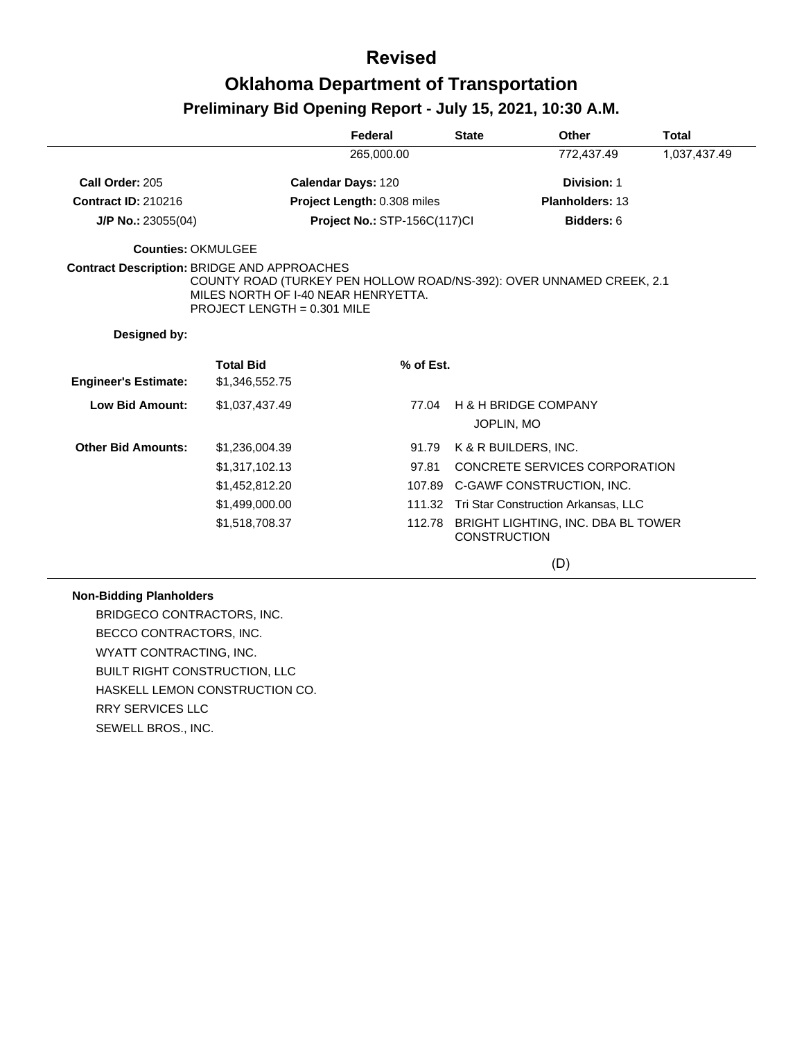# Revised

# Oklahoma Department of Transportation

## Preliminary Bid Opening Report - July 15, 2021, 10:30 A.M.

| Federal | State | Other | Total |
|---|---|---|---|
| 265,000.00 | | 772,437.49 | 1,037,437.49 |

**Call Order:** 205 | **Calendar Days:** 120 | **Division:** 1

**Contract ID:** 210216 | **Project Length:** 0.308 miles | **Planholders:** 13

**J/P No.:** 23055(04) | **Project No.:** STP-156C(117)CI | **Bidders:** 6

**Counties:** OKMULGEE

**Contract Description:** BRIDGE AND APPROACHES
COUNTY ROAD (TURKEY PEN HOLLOW ROAD/NS-392): OVER UNNAMED CREEK, 2.1 MILES NORTH OF I-40 NEAR HENRYETTA.
PROJECT LENGTH = 0.301 MILE

**Designed by:**

| | Total Bid | % of Est. | |
|---|---|---|---|
| **Engineer's Estimate:** | $1,346,552.75 | | |
| **Low Bid Amount:** | $1,037,437.49 | 77.04 | H & H BRIDGE COMPANY<br>JOPLIN, MO |
| **Other Bid Amounts:** | $1,236,004.39 | 91.79 | K & R BUILDERS, INC. |
| | $1,317,102.13 | 97.81 | CONCRETE SERVICES CORPORATION |
| | $1,452,812.20 | 107.89 | C-GAWF CONSTRUCTION, INC. |
| | $1,499,000.00 | 111.32 | Tri Star Construction Arkansas, LLC |
| | $1,518,708.37 | 112.78 | BRIGHT LIGHTING, INC. DBA BL TOWER CONSTRUCTION |

(D)

**Non-Bidding Planholders**

BRIDGECO CONTRACTORS, INC.
BECCO CONTRACTORS, INC.
WYATT CONTRACTING, INC.
BUILT RIGHT CONSTRUCTION, LLC
HASKELL LEMON CONSTRUCTION CO.
RRY SERVICES LLC
SEWELL BROS., INC.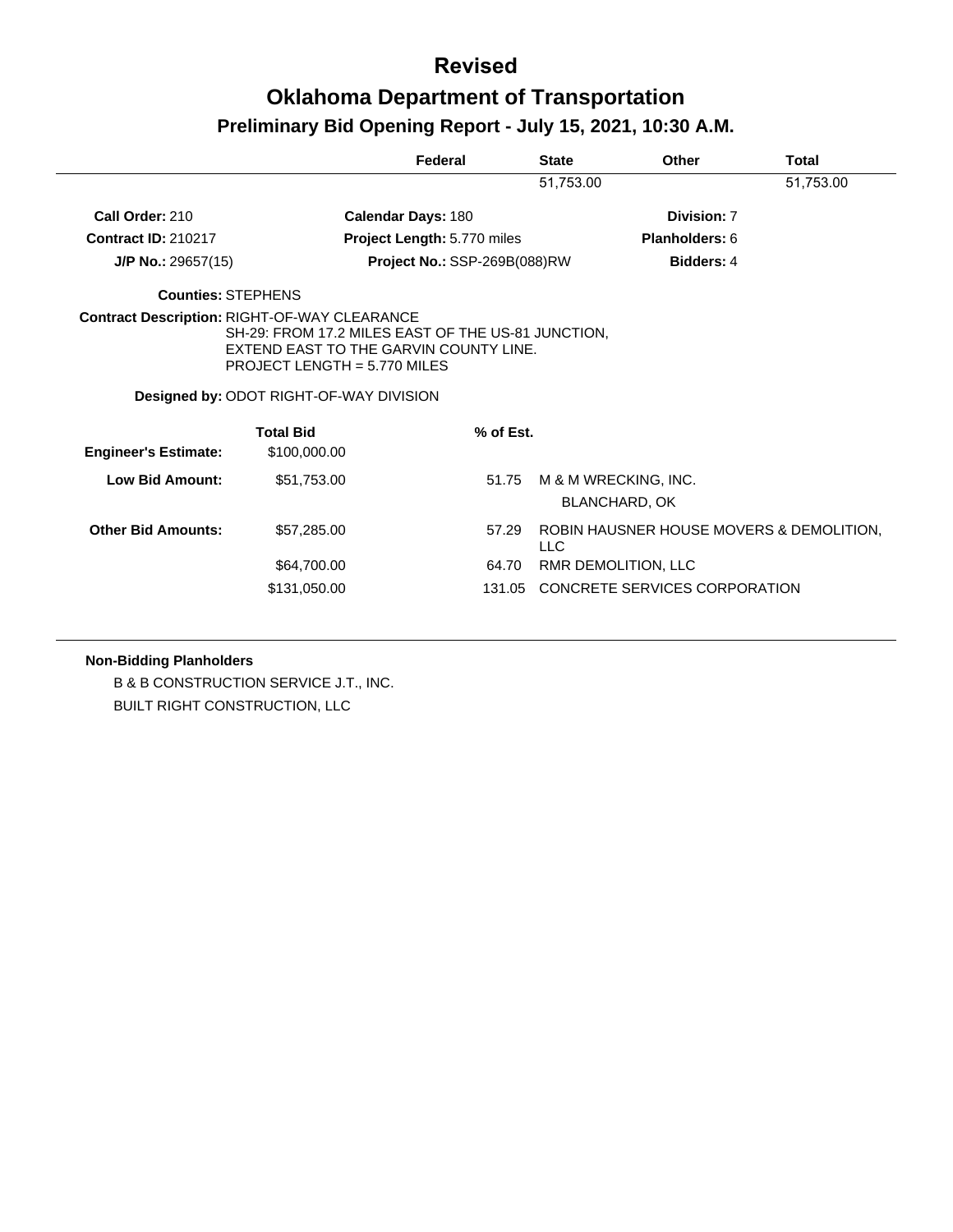# Revised

# Oklahoma Department of Transportation

## Preliminary Bid Opening Report - July 15, 2021, 10:30 A.M.

| Federal | State | Other | Total |
|---|---|---|---|
| | 51,753.00 | | 51,753.00 |

**Call Order:** 210 | **Calendar Days:** 180 | **Division:** 7

**Contract ID:** 210217 | **Project Length:** 5.770 miles | **Planholders:** 6

**J/P No.:** 29657(15) | **Project No.:** SSP-269B(088)RW | **Bidders:** 4

**Counties:** STEPHENS

**Contract Description:** RIGHT-OF-WAY CLEARANCE
SH-29: FROM 17.2 MILES EAST OF THE US-81 JUNCTION, EXTEND EAST TO THE GARVIN COUNTY LINE.
PROJECT LENGTH = 5.770 MILES

**Designed by:** ODOT RIGHT-OF-WAY DIVISION

| | Total Bid | % of Est. | |
|---|---|---|---|
| **Engineer's Estimate:** | $100,000.00 | | |
| **Low Bid Amount:** | $51,753.00 | 51.75 | M & M WRECKING, INC. BLANCHARD, OK |
| **Other Bid Amounts:** | $57,285.00 | 57.29 | ROBIN HAUSNER HOUSE MOVERS & DEMOLITION, LLC |
| | $64,700.00 | 64.70 | RMR DEMOLITION, LLC |
| | $131,050.00 | 131.05 | CONCRETE SERVICES CORPORATION |

**Non-Bidding Planholders**

B & B CONSTRUCTION SERVICE J.T., INC.

BUILT RIGHT CONSTRUCTION, LLC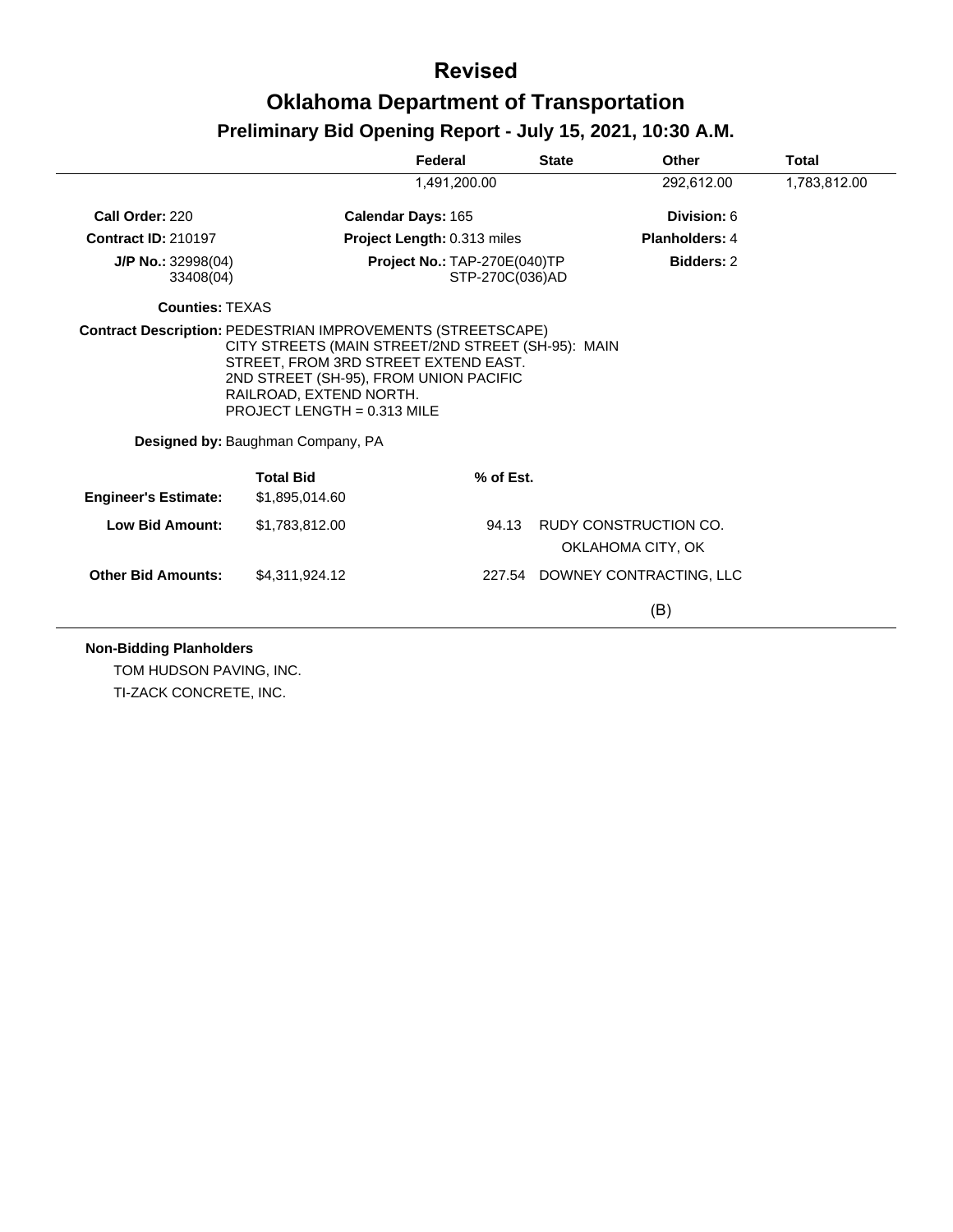# Revised

# Oklahoma Department of Transportation

## Preliminary Bid Opening Report - July 15, 2021, 10:30 A.M.

| | Federal | State | Other | Total |
|---|---|---|---|---|
| | 1,491,200.00 | | 292,612.00 | 1,783,812.00 |

**Call Order:** 220 **Calendar Days:** 165 **Division:** 6

**Contract ID:** 210197 **Project Length:** 0.313 miles **Planholders:** 4

**J/P No.:** 32998(04) 33408(04) **Project No.:** TAP-270E(040)TP STP-270C(036)AD **Bidders:** 2

**Counties:** TEXAS

**Contract Description:** PEDESTRIAN IMPROVEMENTS (STREETSCAPE)
CITY STREETS (MAIN STREET/2ND STREET (SH-95): MAIN STREET, FROM 3RD STREET EXTEND EAST.
2ND STREET (SH-95), FROM UNION PACIFIC RAILROAD, EXTEND NORTH.
PROJECT LENGTH = 0.313 MILE

**Designed by:** Baughman Company, PA

| | Total Bid | % of Est. | |
|---|---|---|---|
| **Engineer's Estimate:** | $1,895,014.60 | | |
| **Low Bid Amount:** | $1,783,812.00 | 94.13 | RUDY CONSTRUCTION CO. OKLAHOMA CITY, OK |
| **Other Bid Amounts:** | $4,311,924.12 | 227.54 | DOWNEY CONTRACTING, LLC (B) |

**Non-Bidding Planholders**

TOM HUDSON PAVING, INC.

TI-ZACK CONCRETE, INC.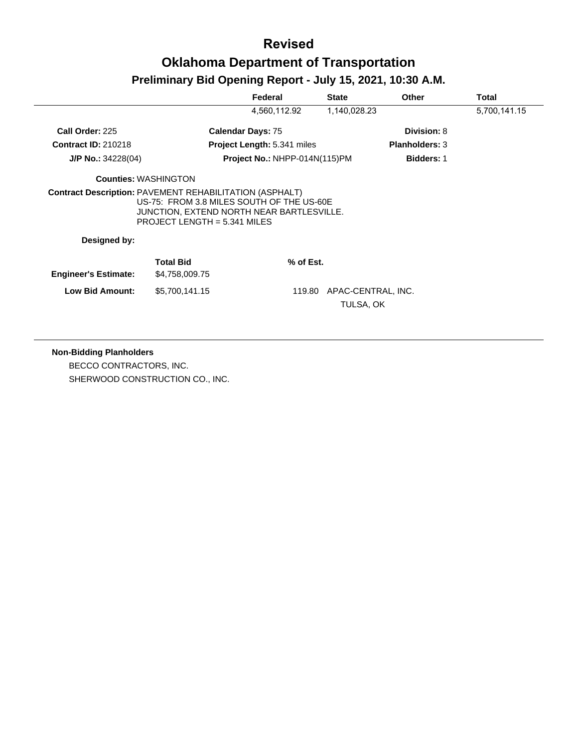# Revised

# Oklahoma Department of Transportation

## Preliminary Bid Opening Report - July 15, 2021, 10:30 A.M.

| Federal | State | Other | Total |
|---|---|---|---|
| 4,560,112.92 | 1,140,028.23 | | 5,700,141.15 |

**Call Order:** 225 **Calendar Days:** 75 **Division:** 8

**Contract ID:** 210218 **Project Length:** 5.341 miles **Planholders:** 3

**J/P No.:** 34228(04) **Project No.:** NHPP-014N(115)PM **Bidders:** 1

**Counties:** WASHINGTON

**Contract Description:** PAVEMENT REHABILITATION (ASPHALT)
US-75: FROM 3.8 MILES SOUTH OF THE US-60E JUNCTION, EXTEND NORTH NEAR BARTLESVILLE.
PROJECT LENGTH = 5.341 MILES

**Designed by:**

| | Total Bid | % of Est. | |
|---|---|---|---|
| **Engineer's Estimate:** | $4,758,009.75 | | |
| **Low Bid Amount:** | $5,700,141.15 | 119.80 | APAC-CENTRAL, INC.<br>TULSA, OK |

**Non-Bidding Planholders**

BECCO CONTRACTORS, INC.

SHERWOOD CONSTRUCTION CO., INC.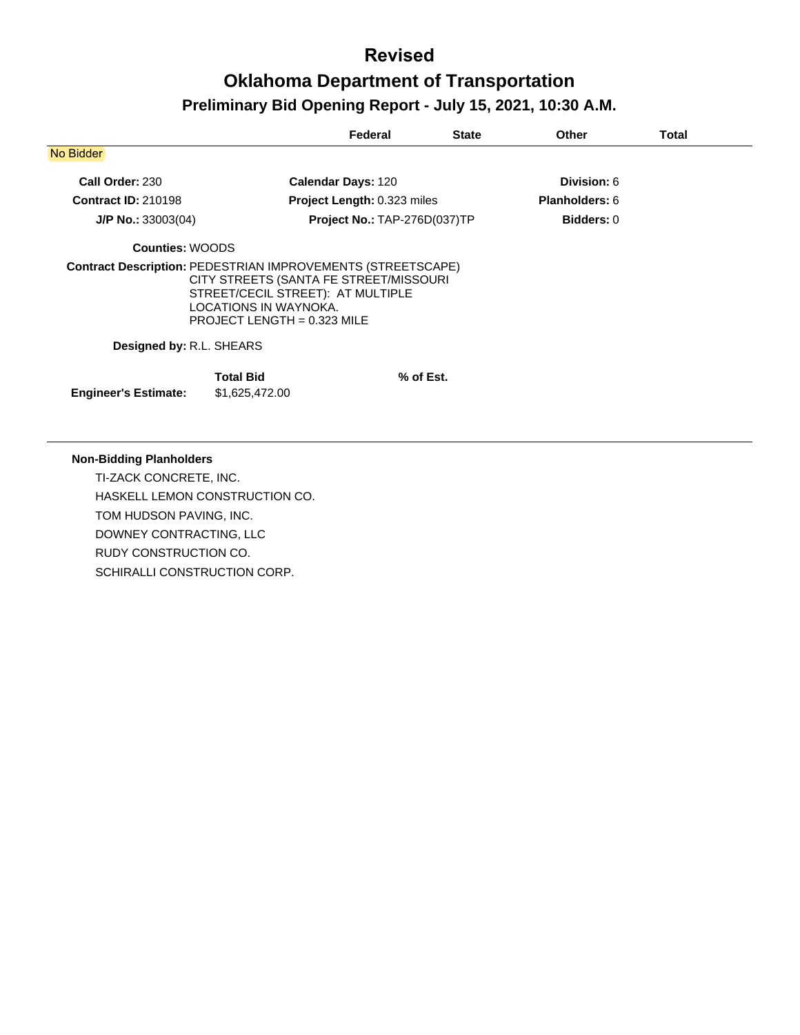# Revised

# Oklahoma Department of Transportation

## Preliminary Bid Opening Report - July 15, 2021, 10:30 A.M.

| | Federal | State | Other | Total |
|---|---|---|---|---|

No Bidder

**Call Order:** 230 | **Calendar Days:** 120 | **Division:** 6

**Contract ID:** 210198 | **Project Length:** 0.323 miles | **Planholders:** 6

**J/P No.:** 33003(04) | **Project No.:** TAP-276D(037)TP | **Bidders:** 0

**Counties:** WOODS

**Contract Description:** PEDESTRIAN IMPROVEMENTS (STREETSCAPE) CITY STREETS (SANTA FE STREET/MISSOURI STREET/CECIL STREET): AT MULTIPLE LOCATIONS IN WAYNOKA. PROJECT LENGTH = 0.323 MILE

**Designed by:** R.L. SHEARS

| | Total Bid | % of Est. |
|---|---|---|
| **Engineer's Estimate:** | $1,625,472.00 | |

**Non-Bidding Planholders**

- TI-ZACK CONCRETE, INC.
- HASKELL LEMON CONSTRUCTION CO.
- TOM HUDSON PAVING, INC.
- DOWNEY CONTRACTING, LLC
- RUDY CONSTRUCTION CO.
- SCHIRALLI CONSTRUCTION CORP.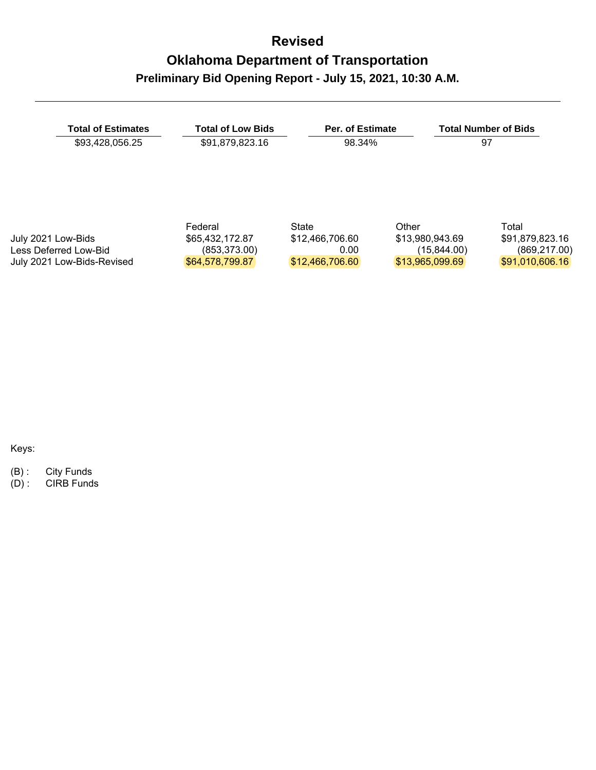# Revised

## Oklahoma Department of Transportation

### Preliminary Bid Opening Report - July 15, 2021, 10:30 A.M.

| Total of Estimates | Total of Low Bids | Per. of Estimate | Total Number of Bids |
|---|---|---|---|
| $93,428,056.25 | $91,879,823.16 | 98.34% | 97 |

| | Federal | State | Other | Total |
|---|---|---|---|---|
| July 2021 Low-Bids | $65,432,172.87 | $12,466,706.60 | $13,980,943.69 | $91,879,823.16 |
| Less Deferred Low-Bid | (853,373.00) | 0.00 | (15,844.00) | (869,217.00) |
| July 2021 Low-Bids-Revised | $64,578,799.87 | $12,466,706.60 | $13,965,099.69 | $91,010,606.16 |

Keys:

(B) : City Funds
(D) : CIRB Funds